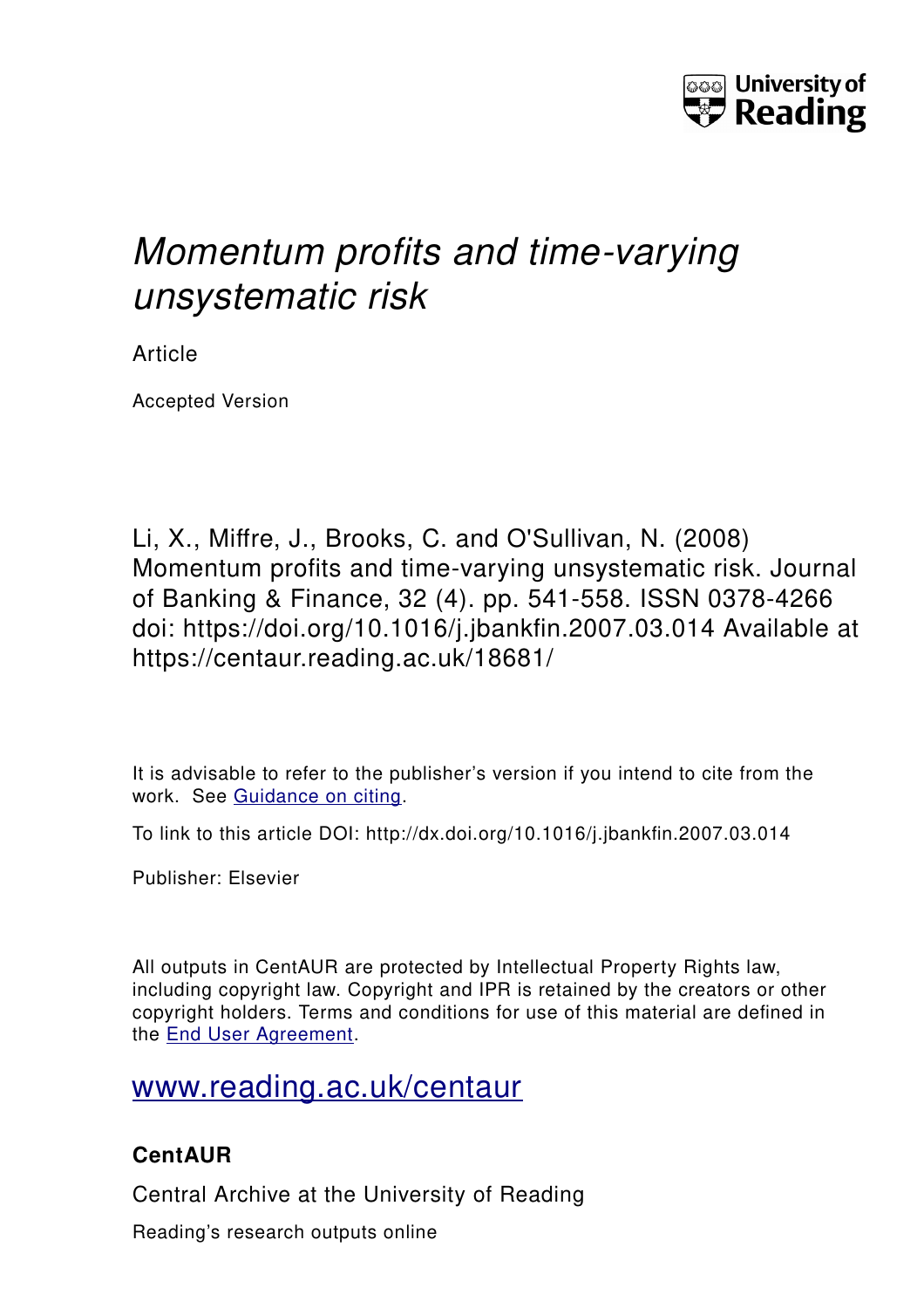University of Reading

# *Momentum profits and time-varying unsystematic risk*

Article

Accepted Version

Li, X., Miffre, J., Brooks, C. and O'Sullivan, N. (2008) Momentum profits and time-varying unsystematic risk. Journal of Banking & Finance, 32 (4). pp. 541-558. ISSN 0378-4266 doi: https://doi.org/10.1016/j.jbankfin.2007.03.014 Available at https://centaur.reading.ac.uk/18681/

It is advisable to refer to the publisher's version if you intend to cite from the work. See Guidance on citing.

To link to this article DOI: http://dx.doi.org/10.1016/j.jbankfin.2007.03.014

Publisher: Elsevier

All outputs in CentAUR are protected by Intellectual Property Rights law, including copyright law. Copyright and IPR is retained by the creators or other copyright holders. Terms and conditions for use of this material are defined in the End User Agreement.

www.reading.ac.uk/centaur

**CentAUR**

Central Archive at the University of Reading

Reading's research outputs online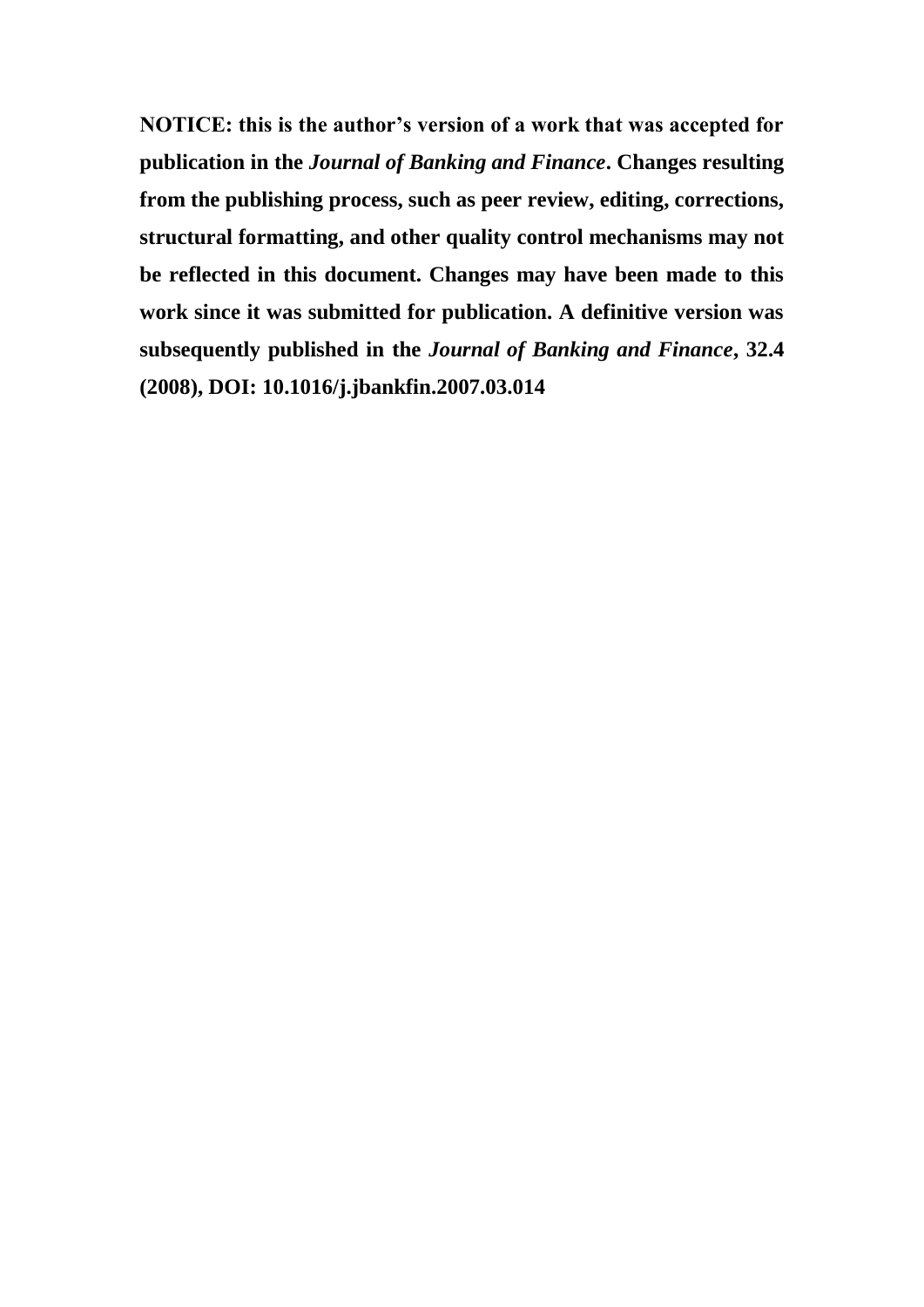**NOTICE: this is the author's version of a work that was accepted for publication in the *Journal of Banking and Finance*. Changes resulting from the publishing process, such as peer review, editing, corrections, structural formatting, and other quality control mechanisms may not be reflected in this document. Changes may have been made to this work since it was submitted for publication. A definitive version was subsequently published in the *Journal of Banking and Finance*, 32.4 (2008), DOI: 10.1016/j.jbankfin.2007.03.014**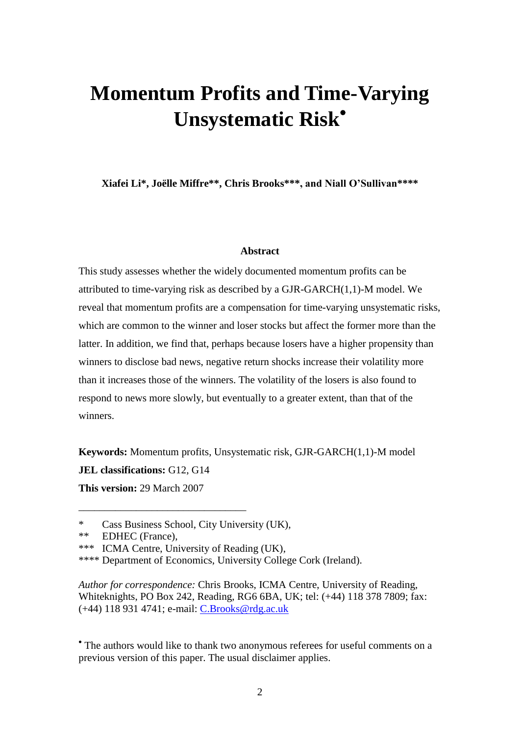# Momentum Profits and Time-Varying Unsystematic Risk[•]

**Xiafei Li\*, Joëlle Miffre\*\*, Chris Brooks\*\*\*, and Niall O'Sullivan\*\*\*\***

### Abstract

This study assesses whether the widely documented momentum profits can be attributed to time-varying risk as described by a GJR-GARCH(1,1)-M model. We reveal that momentum profits are a compensation for time-varying unsystematic risks, which are common to the winner and loser stocks but affect the former more than the latter. In addition, we find that, perhaps because losers have a higher propensity than winners to disclose bad news, negative return shocks increase their volatility more than it increases those of the winners. The volatility of the losers is also found to respond to news more slowly, but eventually to a greater extent, than that of the winners.

**Keywords:** Momentum profits, Unsystematic risk, GJR-GARCH(1,1)-M model
**JEL classifications:** G12, G14
**This version:** 29 March 2007

---

\* Cass Business School, City University (UK),
\*\* EDHEC (France),
\*\*\* ICMA Centre, University of Reading (UK),
\*\*\*\* Department of Economics, University College Cork (Ireland).

*Author for correspondence:* Chris Brooks, ICMA Centre, University of Reading, Whiteknights, PO Box 242, Reading, RG6 6BA, UK; tel: (+44) 118 378 7809; fax: (+44) 118 931 4741; e-mail: C.Brooks@rdg.ac.uk

[•] The authors would like to thank two anonymous referees for useful comments on a previous version of this paper. The usual disclaimer applies.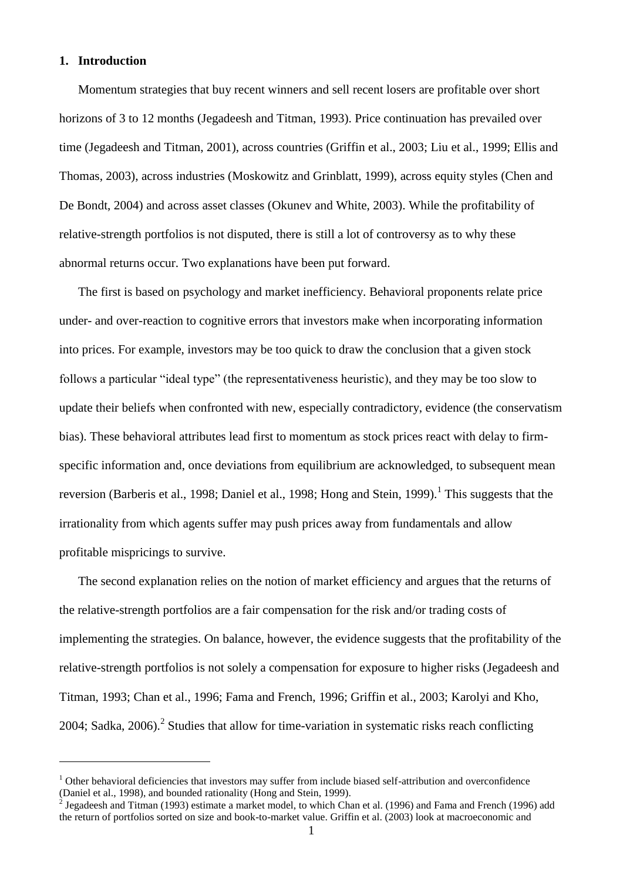## 1. Introduction

Momentum strategies that buy recent winners and sell recent losers are profitable over short horizons of 3 to 12 months (Jegadeesh and Titman, 1993). Price continuation has prevailed over time (Jegadeesh and Titman, 2001), across countries (Griffin et al., 2003; Liu et al., 1999; Ellis and Thomas, 2003), across industries (Moskowitz and Grinblatt, 1999), across equity styles (Chen and De Bondt, 2004) and across asset classes (Okunev and White, 2003). While the profitability of relative-strength portfolios is not disputed, there is still a lot of controversy as to why these abnormal returns occur. Two explanations have been put forward.

The first is based on psychology and market inefficiency. Behavioral proponents relate price under- and over-reaction to cognitive errors that investors make when incorporating information into prices. For example, investors may be too quick to draw the conclusion that a given stock follows a particular "ideal type" (the representativeness heuristic), and they may be too slow to update their beliefs when confronted with new, especially contradictory, evidence (the conservatism bias). These behavioral attributes lead first to momentum as stock prices react with delay to firm-specific information and, once deviations from equilibrium are acknowledged, to subsequent mean reversion (Barberis et al., 1998; Daniel et al., 1998; Hong and Stein, 1999).[1] This suggests that the irrationality from which agents suffer may push prices away from fundamentals and allow profitable mispricings to survive.

The second explanation relies on the notion of market efficiency and argues that the returns of the relative-strength portfolios are a fair compensation for the risk and/or trading costs of implementing the strategies. On balance, however, the evidence suggests that the profitability of the relative-strength portfolios is not solely a compensation for exposure to higher risks (Jegadeesh and Titman, 1993; Chan et al., 1996; Fama and French, 1996; Griffin et al., 2003; Karolyi and Kho, 2004; Sadka, 2006).[2] Studies that allow for time-variation in systematic risks reach conflicting

[1] Other behavioral deficiencies that investors may suffer from include biased self-attribution and overconfidence (Daniel et al., 1998), and bounded rationality (Hong and Stein, 1999).

[2] Jegadeesh and Titman (1993) estimate a market model, to which Chan et al. (1996) and Fama and French (1996) add the return of portfolios sorted on size and book-to-market value. Griffin et al. (2003) look at macroeconomic and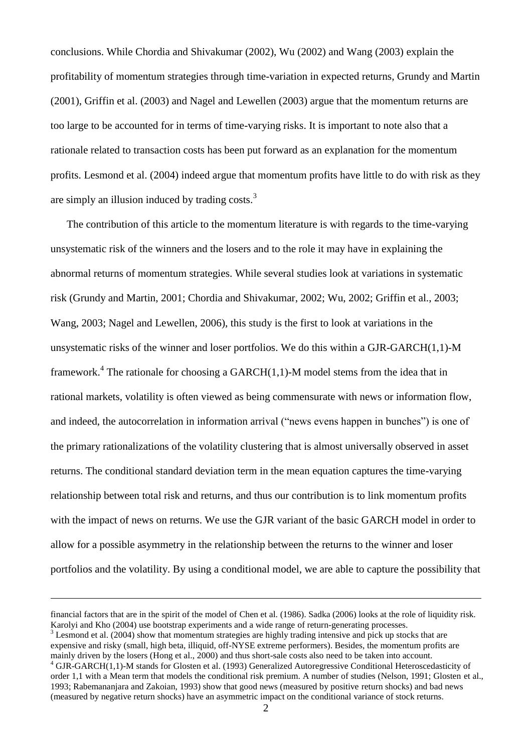conclusions. While Chordia and Shivakumar (2002), Wu (2002) and Wang (2003) explain the profitability of momentum strategies through time-variation in expected returns, Grundy and Martin (2001), Griffin et al. (2003) and Nagel and Lewellen (2003) argue that the momentum returns are too large to be accounted for in terms of time-varying risks. It is important to note also that a rationale related to transaction costs has been put forward as an explanation for the momentum profits. Lesmond et al. (2004) indeed argue that momentum profits have little to do with risk as they are simply an illusion induced by trading costs.[3]

The contribution of this article to the momentum literature is with regards to the time-varying unsystematic risk of the winners and the losers and to the role it may have in explaining the abnormal returns of momentum strategies. While several studies look at variations in systematic risk (Grundy and Martin, 2001; Chordia and Shivakumar, 2002; Wu, 2002; Griffin et al., 2003; Wang, 2003; Nagel and Lewellen, 2006), this study is the first to look at variations in the unsystematic risks of the winner and loser portfolios. We do this within a GJR-GARCH(1,1)-M framework.[4] The rationale for choosing a GARCH(1,1)-M model stems from the idea that in rational markets, volatility is often viewed as being commensurate with news or information flow, and indeed, the autocorrelation in information arrival ("news evens happen in bunches") is one of the primary rationalizations of the volatility clustering that is almost universally observed in asset returns. The conditional standard deviation term in the mean equation captures the time-varying relationship between total risk and returns, and thus our contribution is to link momentum profits with the impact of news on returns. We use the GJR variant of the basic GARCH model in order to allow for a possible asymmetry in the relationship between the returns to the winner and loser portfolios and the volatility. By using a conditional model, we are able to capture the possibility that

---

financial factors that are in the spirit of the model of Chen et al. (1986). Sadka (2006) looks at the role of liquidity risk. Karolyi and Kho (2004) use bootstrap experiments and a wide range of return-generating processes.

[3] Lesmond et al. (2004) show that momentum strategies are highly trading intensive and pick up stocks that are expensive and risky (small, high beta, illiquid, off-NYSE extreme performers). Besides, the momentum profits are mainly driven by the losers (Hong et al., 2000) and thus short-sale costs also need to be taken into account.

[4] GJR-GARCH(1,1)-M stands for Glosten et al. (1993) Generalized Autoregressive Conditional Heteroscedasticity of order 1,1 with a Mean term that models the conditional risk premium. A number of studies (Nelson, 1991; Glosten et al., 1993; Rabemananjara and Zakoian, 1993) show that good news (measured by positive return shocks) and bad news (measured by negative return shocks) have an asymmetric impact on the conditional variance of stock returns.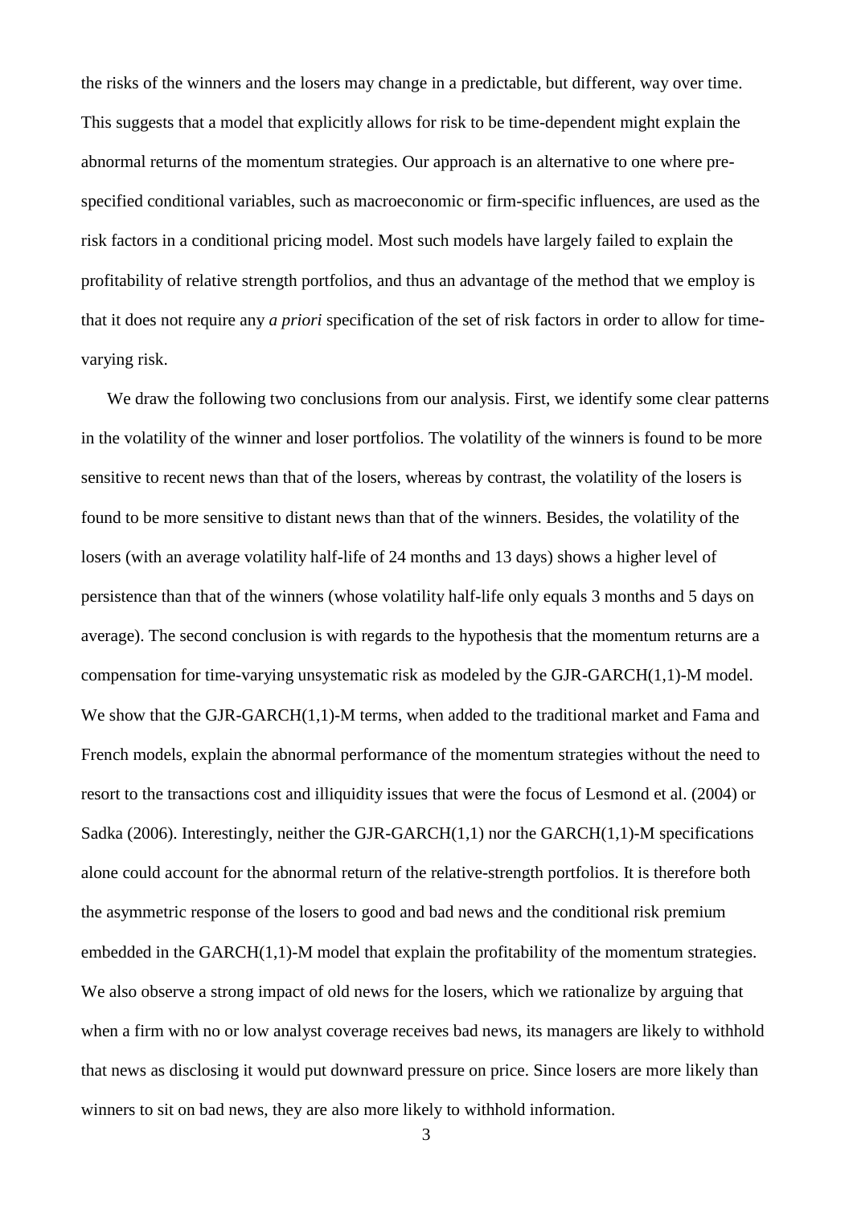the risks of the winners and the losers may change in a predictable, but different, way over time. This suggests that a model that explicitly allows for risk to be time-dependent might explain the abnormal returns of the momentum strategies. Our approach is an alternative to one where pre-specified conditional variables, such as macroeconomic or firm-specific influences, are used as the risk factors in a conditional pricing model. Most such models have largely failed to explain the profitability of relative strength portfolios, and thus an advantage of the method that we employ is that it does not require any *a priori* specification of the set of risk factors in order to allow for time-varying risk.

We draw the following two conclusions from our analysis. First, we identify some clear patterns in the volatility of the winner and loser portfolios. The volatility of the winners is found to be more sensitive to recent news than that of the losers, whereas by contrast, the volatility of the losers is found to be more sensitive to distant news than that of the winners. Besides, the volatility of the losers (with an average volatility half-life of 24 months and 13 days) shows a higher level of persistence than that of the winners (whose volatility half-life only equals 3 months and 5 days on average). The second conclusion is with regards to the hypothesis that the momentum returns are a compensation for time-varying unsystematic risk as modeled by the GJR-GARCH(1,1)-M model. We show that the GJR-GARCH(1,1)-M terms, when added to the traditional market and Fama and French models, explain the abnormal performance of the momentum strategies without the need to resort to the transactions cost and illiquidity issues that were the focus of Lesmond et al. (2004) or Sadka (2006). Interestingly, neither the GJR-GARCH(1,1) nor the GARCH(1,1)-M specifications alone could account for the abnormal return of the relative-strength portfolios. It is therefore both the asymmetric response of the losers to good and bad news and the conditional risk premium embedded in the GARCH(1,1)-M model that explain the profitability of the momentum strategies. We also observe a strong impact of old news for the losers, which we rationalize by arguing that when a firm with no or low analyst coverage receives bad news, its managers are likely to withhold that news as disclosing it would put downward pressure on price. Since losers are more likely than winners to sit on bad news, they are also more likely to withhold information.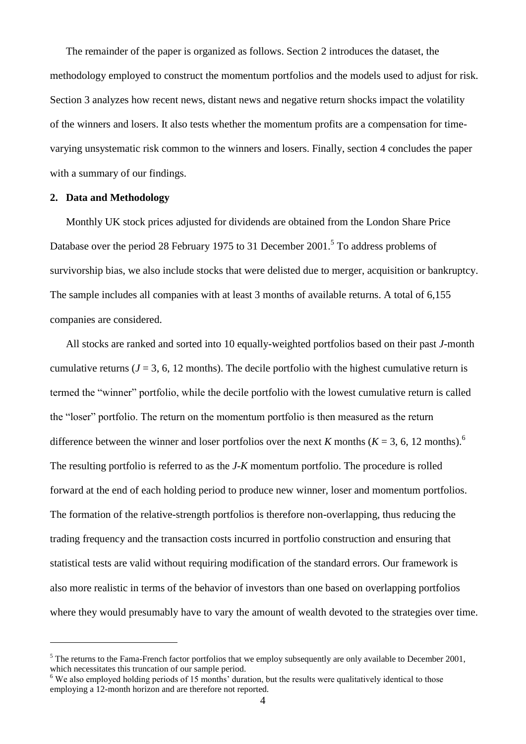The remainder of the paper is organized as follows. Section 2 introduces the dataset, the methodology employed to construct the momentum portfolios and the models used to adjust for risk. Section 3 analyzes how recent news, distant news and negative return shocks impact the volatility of the winners and losers. It also tests whether the momentum profits are a compensation for time-varying unsystematic risk common to the winners and losers. Finally, section 4 concludes the paper with a summary of our findings.

## 2. Data and Methodology

Monthly UK stock prices adjusted for dividends are obtained from the London Share Price Database over the period 28 February 1975 to 31 December 2001.[5] To address problems of survivorship bias, we also include stocks that were delisted due to merger, acquisition or bankruptcy. The sample includes all companies with at least 3 months of available returns. A total of 6,155 companies are considered.

All stocks are ranked and sorted into 10 equally-weighted portfolios based on their past $J$-month cumulative returns ($J$ = 3, 6, 12 months). The decile portfolio with the highest cumulative return is termed the "winner" portfolio, while the decile portfolio with the lowest cumulative return is called the "loser" portfolio. The return on the momentum portfolio is then measured as the return difference between the winner and loser portfolios over the next $K$ months ($K$ = 3, 6, 12 months).[6] The resulting portfolio is referred to as the $J$-$K$ momentum portfolio. The procedure is rolled forward at the end of each holding period to produce new winner, loser and momentum portfolios. The formation of the relative-strength portfolios is therefore non-overlapping, thus reducing the trading frequency and the transaction costs incurred in portfolio construction and ensuring that statistical tests are valid without requiring modification of the standard errors. Our framework is also more realistic in terms of the behavior of investors than one based on overlapping portfolios where they would presumably have to vary the amount of wealth devoted to the strategies over time.

---

[5] The returns to the Fama-French factor portfolios that we employ subsequently are only available to December 2001, which necessitates this truncation of our sample period.

[6] We also employed holding periods of 15 months' duration, but the results were qualitatively identical to those employing a 12-month horizon and are therefore not reported.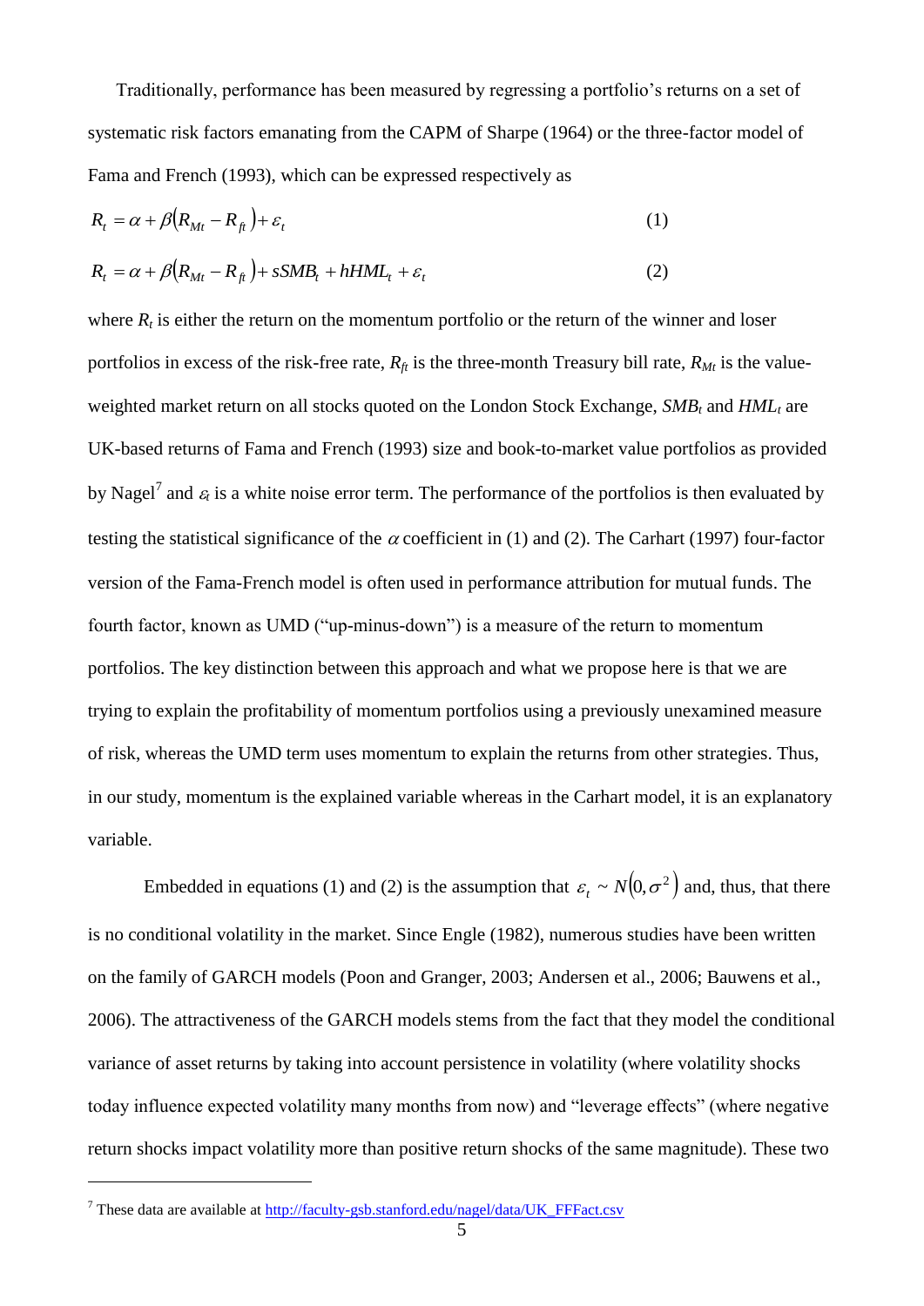Traditionally, performance has been measured by regressing a portfolio's returns on a set of systematic risk factors emanating from the CAPM of Sharpe (1964) or the three-factor model of Fama and French (1993), which can be expressed respectively as

$$R_t = \alpha + \beta\left(R_{Mt} - R_{ft}\right) + \varepsilon_t \tag{1}$$

$$R_t = \alpha + \beta\left(R_{Mt} - R_{ft}\right) + sSMB_t + hHML_t + \varepsilon_t \tag{2}$$

where $R_t$ is either the return on the momentum portfolio or the return of the winner and loser portfolios in excess of the risk-free rate, $R_{ft}$ is the three-month Treasury bill rate, $R_{Mt}$ is the value-weighted market return on all stocks quoted on the London Stock Exchange, $SMB_t$ and $HML_t$ are UK-based returns of Fama and French (1993) size and book-to-market value portfolios as provided by Nagel[7] and $\varepsilon_t$ is a white noise error term. The performance of the portfolios is then evaluated by testing the statistical significance of the $\alpha$ coefficient in (1) and (2). The Carhart (1997) four-factor version of the Fama-French model is often used in performance attribution for mutual funds. The fourth factor, known as UMD ("up-minus-down") is a measure of the return to momentum portfolios. The key distinction between this approach and what we propose here is that we are trying to explain the profitability of momentum portfolios using a previously unexamined measure of risk, whereas the UMD term uses momentum to explain the returns from other strategies. Thus, in our study, momentum is the explained variable whereas in the Carhart model, it is an explanatory variable.

Embedded in equations (1) and (2) is the assumption that $\varepsilon_t \sim N\left(0, \sigma^2\right)$ and, thus, that there is no conditional volatility in the market. Since Engle (1982), numerous studies have been written on the family of GARCH models (Poon and Granger, 2003; Andersen et al., 2006; Bauwens et al., 2006). The attractiveness of the GARCH models stems from the fact that they model the conditional variance of asset returns by taking into account persistence in volatility (where volatility shocks today influence expected volatility many months from now) and "leverage effects" (where negative return shocks impact volatility more than positive return shocks of the same magnitude). These two

[7] These data are available at http://faculty-gsb.stanford.edu/nagel/data/UK_FFFact.csv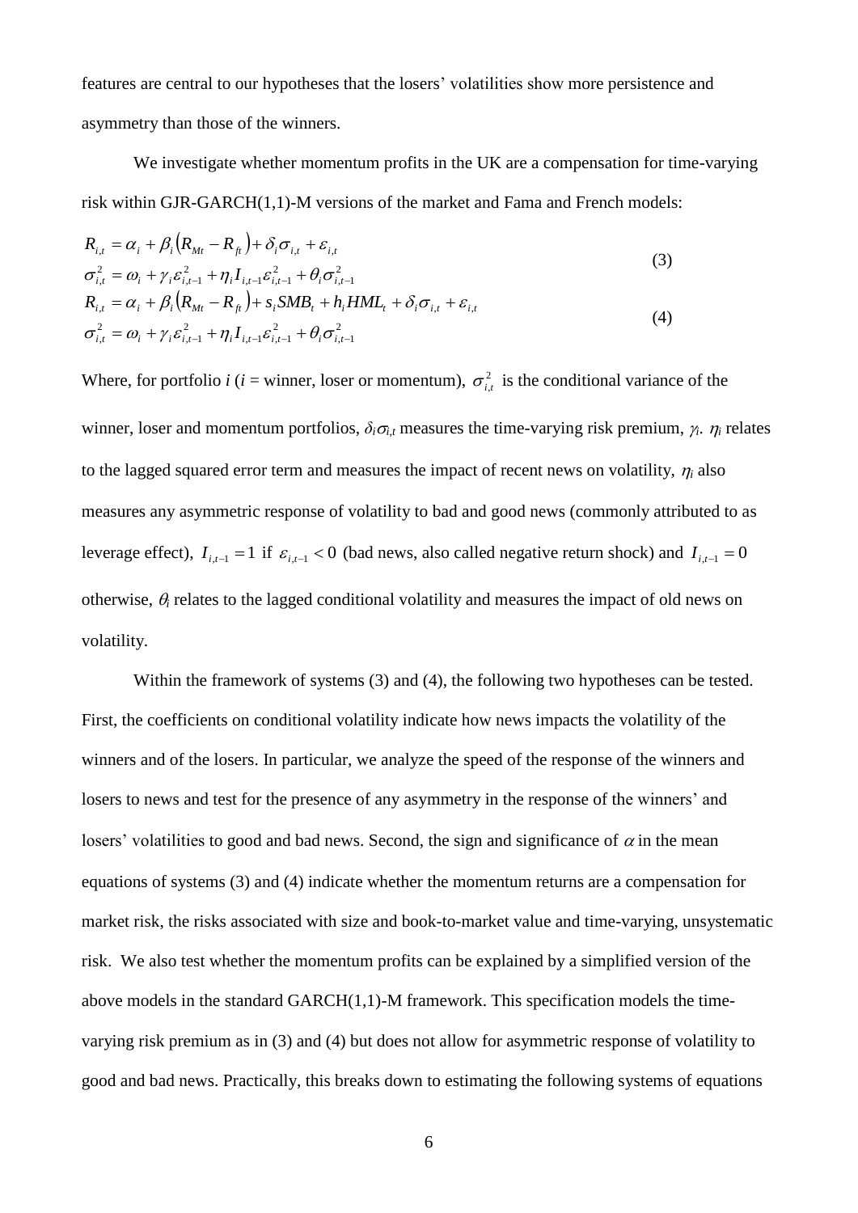features are central to our hypotheses that the losers' volatilities show more persistence and asymmetry than those of the winners.

We investigate whether momentum profits in the UK are a compensation for time-varying risk within GJR-GARCH(1,1)-M versions of the market and Fama and French models:

$$
\begin{aligned}
R_{i,t} &= \alpha_i + \beta_i\left(R_{Mt} - R_{ft}\right) + \delta_i \sigma_{i,t} + \varepsilon_{i,t} \\
\sigma_{i,t}^2 &= \omega_i + \gamma_i \varepsilon_{i,t-1}^2 + \eta_i I_{i,t-1} \varepsilon_{i,t-1}^2 + \theta_i \sigma_{i,t-1}^2
\end{aligned}
\tag{3}
$$

$$
\begin{aligned}
R_{i,t} &= \alpha_i + \beta_i\left(R_{Mt} - R_{ft}\right) + s_i SMB_t + h_i HML_t + \delta_i \sigma_{i,t} + \varepsilon_{i,t} \\
\sigma_{i,t}^2 &= \omega_i + \gamma_i \varepsilon_{i,t-1}^2 + \eta_i I_{i,t-1} \varepsilon_{i,t-1}^2 + \theta_i \sigma_{i,t-1}^2
\end{aligned}
\tag{4}
$$

Where, for portfolio *i* (*i* = winner, loser or momentum), $\sigma_{i,t}^2$ is the conditional variance of the winner, loser and momentum portfolios, $\delta_i\sigma_{i,t}$ measures the time-varying risk premium, $\gamma_i$. $\eta_i$ relates to the lagged squared error term and measures the impact of recent news on volatility, $\eta_i$ also measures any asymmetric response of volatility to bad and good news (commonly attributed to as leverage effect), $I_{i,t-1} = 1$ if $\varepsilon_{i,t-1} < 0$ (bad news, also called negative return shock) and $I_{i,t-1} = 0$ otherwise, $\theta_i$ relates to the lagged conditional volatility and measures the impact of old news on volatility.

Within the framework of systems (3) and (4), the following two hypotheses can be tested. First, the coefficients on conditional volatility indicate how news impacts the volatility of the winners and of the losers. In particular, we analyze the speed of the response of the winners and losers to news and test for the presence of any asymmetry in the response of the winners' and losers' volatilities to good and bad news. Second, the sign and significance of $\alpha$ in the mean equations of systems (3) and (4) indicate whether the momentum returns are a compensation for market risk, the risks associated with size and book-to-market value and time-varying, unsystematic risk. We also test whether the momentum profits can be explained by a simplified version of the above models in the standard GARCH(1,1)-M framework. This specification models the time-varying risk premium as in (3) and (4) but does not allow for asymmetric response of volatility to good and bad news. Practically, this breaks down to estimating the following systems of equations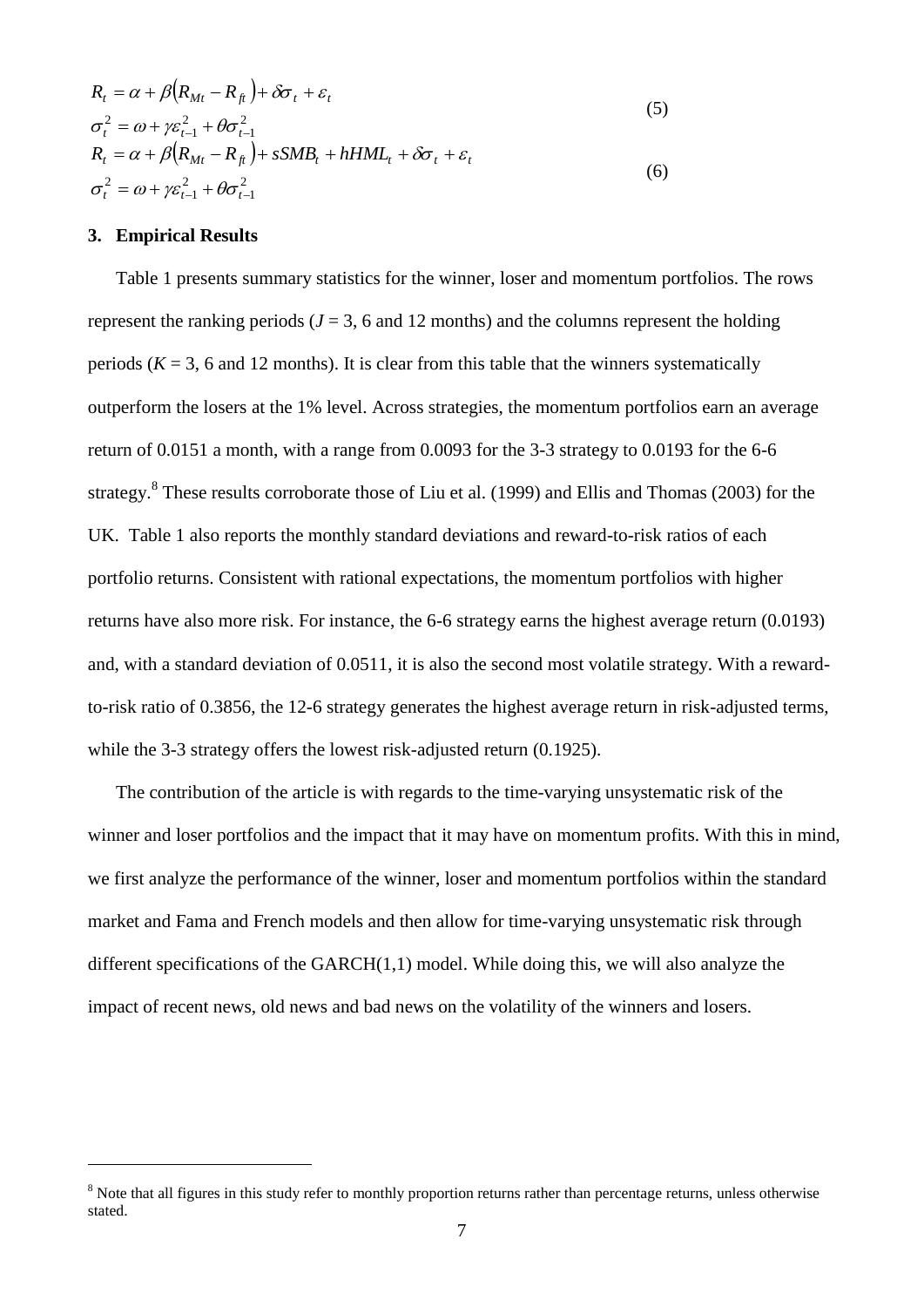$$
\begin{aligned}
R_t &= \alpha + \beta\left(R_{Mt} - R_{ft}\right) + \delta\sigma_t + \varepsilon_t \\
\sigma_t^2 &= \omega + \gamma\varepsilon_{t-1}^2 + \theta\sigma_{t-1}^2
\end{aligned}
\tag{5}
$$

$$
\begin{aligned}
R_t &= \alpha + \beta\left(R_{Mt} - R_{ft}\right) + sSMB_t + hHML_t + \delta\sigma_t + \varepsilon_t \\
\sigma_t^2 &= \omega + \gamma\varepsilon_{t-1}^2 + \theta\sigma_{t-1}^2
\end{aligned}
\tag{6}
$$

## 3. Empirical Results

Table 1 presents summary statistics for the winner, loser and momentum portfolios. The rows represent the ranking periods ($J$ = 3, 6 and 12 months) and the columns represent the holding periods ($K$ = 3, 6 and 12 months). It is clear from this table that the winners systematically outperform the losers at the 1% level. Across strategies, the momentum portfolios earn an average return of 0.0151 a month, with a range from 0.0093 for the 3-3 strategy to 0.0193 for the 6-6 strategy.[8] These results corroborate those of Liu et al. (1999) and Ellis and Thomas (2003) for the UK. Table 1 also reports the monthly standard deviations and reward-to-risk ratios of each portfolio returns. Consistent with rational expectations, the momentum portfolios with higher returns have also more risk. For instance, the 6-6 strategy earns the highest average return (0.0193) and, with a standard deviation of 0.0511, it is also the second most volatile strategy. With a reward-to-risk ratio of 0.3856, the 12-6 strategy generates the highest average return in risk-adjusted terms, while the 3-3 strategy offers the lowest risk-adjusted return (0.1925).

The contribution of the article is with regards to the time-varying unsystematic risk of the winner and loser portfolios and the impact that it may have on momentum profits. With this in mind, we first analyze the performance of the winner, loser and momentum portfolios within the standard market and Fama and French models and then allow for time-varying unsystematic risk through different specifications of the GARCH(1,1) model. While doing this, we will also analyze the impact of recent news, old news and bad news on the volatility of the winners and losers.

---

[8] Note that all figures in this study refer to monthly proportion returns rather than percentage returns, unless otherwise stated.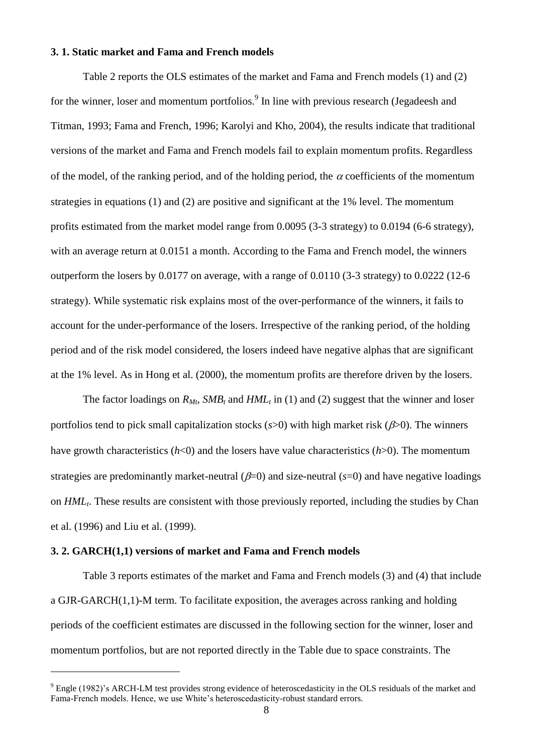### 3. 1. Static market and Fama and French models

Table 2 reports the OLS estimates of the market and Fama and French models (1) and (2) for the winner, loser and momentum portfolios.[9] In line with previous research (Jegadeesh and Titman, 1993; Fama and French, 1996; Karolyi and Kho, 2004), the results indicate that traditional versions of the market and Fama and French models fail to explain momentum profits. Regardless of the model, of the ranking period, and of the holding period, the $\alpha$ coefficients of the momentum strategies in equations (1) and (2) are positive and significant at the 1% level. The momentum profits estimated from the market model range from 0.0095 (3-3 strategy) to 0.0194 (6-6 strategy), with an average return at 0.0151 a month. According to the Fama and French model, the winners outperform the losers by 0.0177 on average, with a range of 0.0110 (3-3 strategy) to 0.0222 (12-6 strategy). While systematic risk explains most of the over-performance of the winners, it fails to account for the under-performance of the losers. Irrespective of the ranking period, of the holding period and of the risk model considered, the losers indeed have negative alphas that are significant at the 1% level. As in Hong et al. (2000), the momentum profits are therefore driven by the losers.

The factor loadings on $R_{Mt}$, $SMB_t$ and $HML_t$ in (1) and (2) suggest that the winner and loser portfolios tend to pick small capitalization stocks ($s$>0) with high market risk ($\beta$>0). The winners have growth characteristics ($h$<0) and the losers have value characteristics ($h$>0). The momentum strategies are predominantly market-neutral ($\beta$=0) and size-neutral ($s$=0) and have negative loadings on $HML_t$. These results are consistent with those previously reported, including the studies by Chan et al. (1996) and Liu et al. (1999).

### 3. 2. GARCH(1,1) versions of market and Fama and French models

Table 3 reports estimates of the market and Fama and French models (3) and (4) that include a GJR-GARCH(1,1)-M term. To facilitate exposition, the averages across ranking and holding periods of the coefficient estimates are discussed in the following section for the winner, loser and momentum portfolios, but are not reported directly in the Table due to space constraints. The

[9] Engle (1982)'s ARCH-LM test provides strong evidence of heteroscedasticity in the OLS residuals of the market and Fama-French models. Hence, we use White's heteroscedasticity-robust standard errors.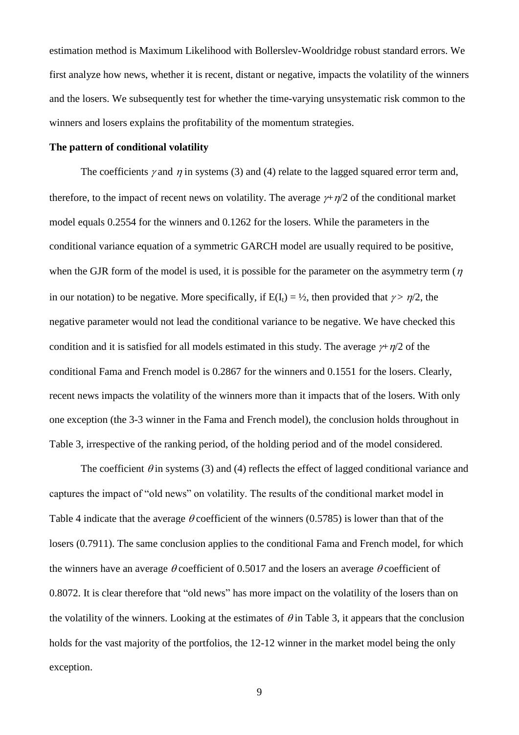estimation method is Maximum Likelihood with Bollerslev-Wooldridge robust standard errors. We first analyze how news, whether it is recent, distant or negative, impacts the volatility of the winners and the losers. We subsequently test for whether the time-varying unsystematic risk common to the winners and losers explains the profitability of the momentum strategies.

**The pattern of conditional volatility**

The coefficients $\gamma$ and $\eta$ in systems (3) and (4) relate to the lagged squared error term and, therefore, to the impact of recent news on volatility. The average $\gamma+\eta/2$ of the conditional market model equals 0.2554 for the winners and 0.1262 for the losers. While the parameters in the conditional variance equation of a symmetric GARCH model are usually required to be positive, when the GJR form of the model is used, it is possible for the parameter on the asymmetry term ($\eta$ in our notation) to be negative. More specifically, if $E(I_t) = ½$, then provided that $\gamma > \eta/2$, the negative parameter would not lead the conditional variance to be negative. We have checked this condition and it is satisfied for all models estimated in this study. The average $\gamma+\eta/2$ of the conditional Fama and French model is 0.2867 for the winners and 0.1551 for the losers. Clearly, recent news impacts the volatility of the winners more than it impacts that of the losers. With only one exception (the 3-3 winner in the Fama and French model), the conclusion holds throughout in Table 3, irrespective of the ranking period, of the holding period and of the model considered.

The coefficient $\theta$ in systems (3) and (4) reflects the effect of lagged conditional variance and captures the impact of "old news" on volatility. The results of the conditional market model in Table 4 indicate that the average $\theta$ coefficient of the winners (0.5785) is lower than that of the losers (0.7911). The same conclusion applies to the conditional Fama and French model, for which the winners have an average $\theta$ coefficient of 0.5017 and the losers an average $\theta$ coefficient of 0.8072. It is clear therefore that "old news" has more impact on the volatility of the losers than on the volatility of the winners. Looking at the estimates of $\theta$ in Table 3, it appears that the conclusion holds for the vast majority of the portfolios, the 12-12 winner in the market model being the only exception.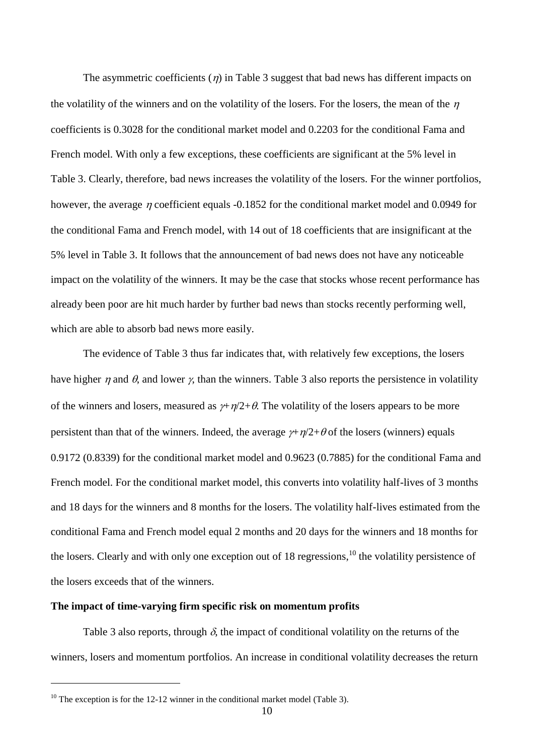The asymmetric coefficients ($\eta$) in Table 3 suggest that bad news has different impacts on the volatility of the winners and on the volatility of the losers. For the losers, the mean of the $\eta$ coefficients is 0.3028 for the conditional market model and 0.2203 for the conditional Fama and French model. With only a few exceptions, these coefficients are significant at the 5% level in Table 3. Clearly, therefore, bad news increases the volatility of the losers. For the winner portfolios, however, the average $\eta$ coefficient equals -0.1852 for the conditional market model and 0.0949 for the conditional Fama and French model, with 14 out of 18 coefficients that are insignificant at the 5% level in Table 3. It follows that the announcement of bad news does not have any noticeable impact on the volatility of the winners. It may be the case that stocks whose recent performance has already been poor are hit much harder by further bad news than stocks recently performing well, which are able to absorb bad news more easily.

The evidence of Table 3 thus far indicates that, with relatively few exceptions, the losers have higher $\eta$ and $\theta$, and lower $\gamma$, than the winners. Table 3 also reports the persistence in volatility of the winners and losers, measured as $\gamma+\eta/2+\theta$. The volatility of the losers appears to be more persistent than that of the winners. Indeed, the average $\gamma+\eta/2+\theta$ of the losers (winners) equals 0.9172 (0.8339) for the conditional market model and 0.9623 (0.7885) for the conditional Fama and French model. For the conditional market model, this converts into volatility half-lives of 3 months and 18 days for the winners and 8 months for the losers. The volatility half-lives estimated from the conditional Fama and French model equal 2 months and 20 days for the winners and 18 months for the losers. Clearly and with only one exception out of 18 regressions,[10] the volatility persistence of the losers exceeds that of the winners.

**The impact of time-varying firm specific risk on momentum profits**

Table 3 also reports, through $\delta$, the impact of conditional volatility on the returns of the winners, losers and momentum portfolios. An increase in conditional volatility decreases the return

[10] The exception is for the 12-12 winner in the conditional market model (Table 3).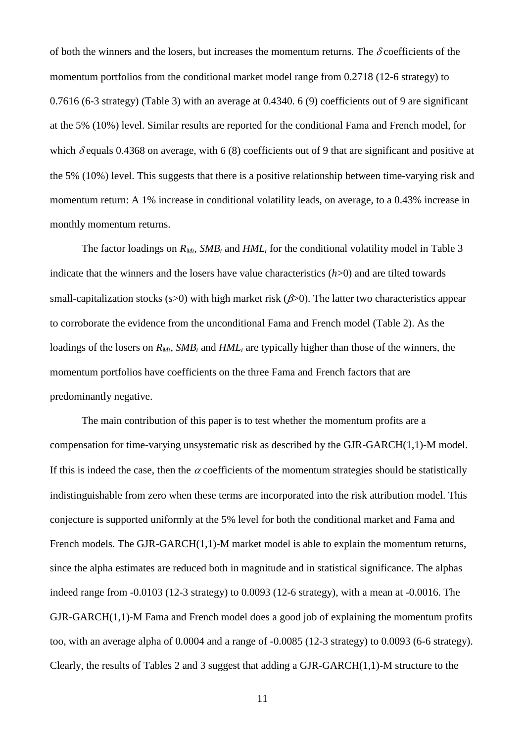of both the winners and the losers, but increases the momentum returns. The $\delta$ coefficients of the momentum portfolios from the conditional market model range from 0.2718 (12-6 strategy) to 0.7616 (6-3 strategy) (Table 3) with an average at 0.4340. 6 (9) coefficients out of 9 are significant at the 5% (10%) level. Similar results are reported for the conditional Fama and French model, for which $\delta$ equals 0.4368 on average, with 6 (8) coefficients out of 9 that are significant and positive at the 5% (10%) level. This suggests that there is a positive relationship between time-varying risk and momentum return: A 1% increase in conditional volatility leads, on average, to a 0.43% increase in monthly momentum returns.

The factor loadings on $R_{Mt}$, $SMB_t$ and $HML_t$ for the conditional volatility model in Table 3 indicate that the winners and the losers have value characteristics ($h$>0) and are tilted towards small-capitalization stocks ($s$>0) with high market risk ($\beta$>0). The latter two characteristics appear to corroborate the evidence from the unconditional Fama and French model (Table 2). As the loadings of the losers on $R_{Mt}$, $SMB_t$ and $HML_t$ are typically higher than those of the winners, the momentum portfolios have coefficients on the three Fama and French factors that are predominantly negative.

The main contribution of this paper is to test whether the momentum profits are a compensation for time-varying unsystematic risk as described by the GJR-GARCH(1,1)-M model. If this is indeed the case, then the $\alpha$ coefficients of the momentum strategies should be statistically indistinguishable from zero when these terms are incorporated into the risk attribution model. This conjecture is supported uniformly at the 5% level for both the conditional market and Fama and French models. The GJR-GARCH(1,1)-M market model is able to explain the momentum returns, since the alpha estimates are reduced both in magnitude and in statistical significance. The alphas indeed range from -0.0103 (12-3 strategy) to 0.0093 (12-6 strategy), with a mean at -0.0016. The GJR-GARCH(1,1)-M Fama and French model does a good job of explaining the momentum profits too, with an average alpha of 0.0004 and a range of -0.0085 (12-3 strategy) to 0.0093 (6-6 strategy). Clearly, the results of Tables 2 and 3 suggest that adding a GJR-GARCH(1,1)-M structure to the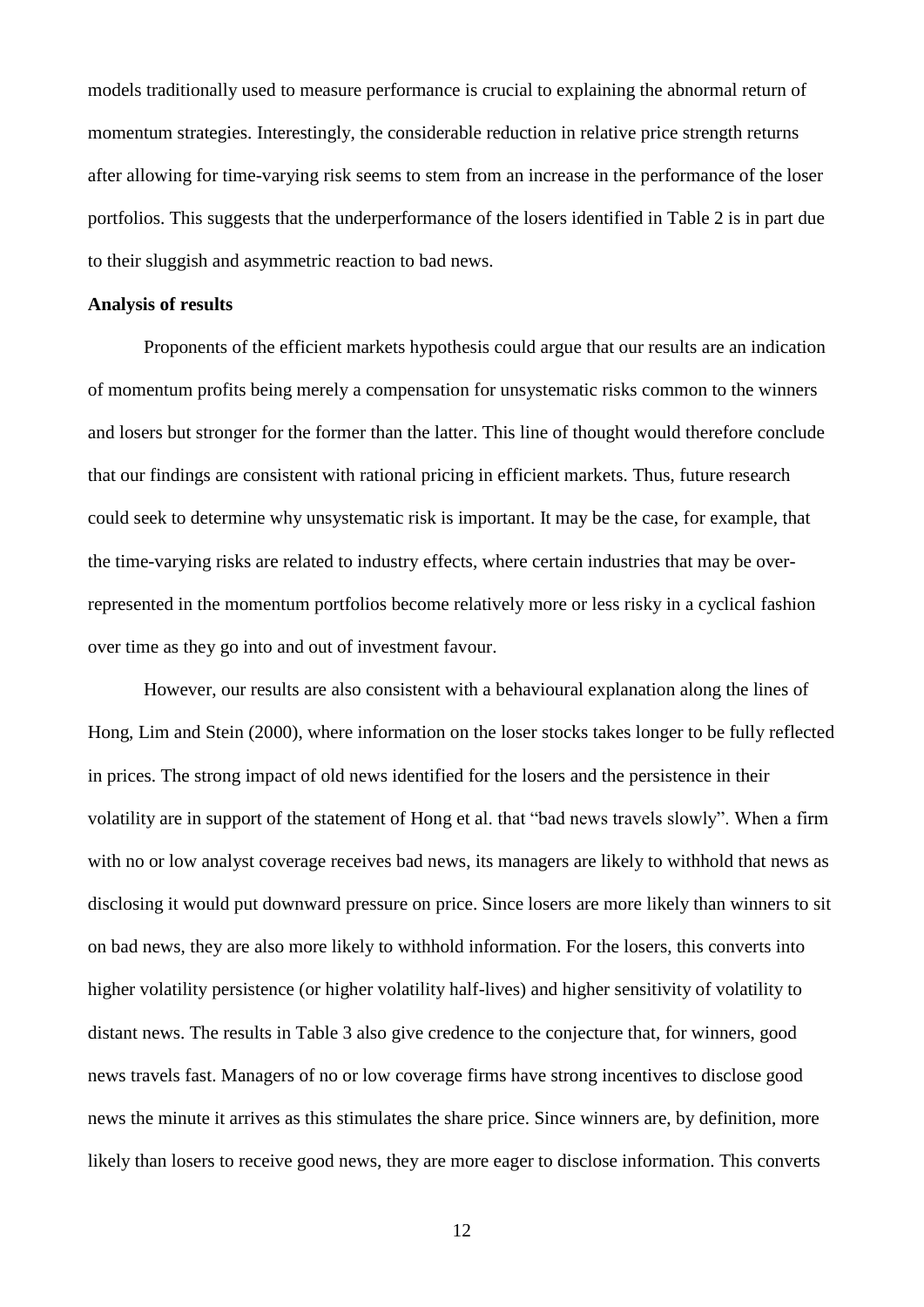models traditionally used to measure performance is crucial to explaining the abnormal return of momentum strategies. Interestingly, the considerable reduction in relative price strength returns after allowing for time-varying risk seems to stem from an increase in the performance of the loser portfolios. This suggests that the underperformance of the losers identified in Table 2 is in part due to their sluggish and asymmetric reaction to bad news.

**Analysis of results**

Proponents of the efficient markets hypothesis could argue that our results are an indication of momentum profits being merely a compensation for unsystematic risks common to the winners and losers but stronger for the former than the latter. This line of thought would therefore conclude that our findings are consistent with rational pricing in efficient markets. Thus, future research could seek to determine why unsystematic risk is important. It may be the case, for example, that the time-varying risks are related to industry effects, where certain industries that may be over-represented in the momentum portfolios become relatively more or less risky in a cyclical fashion over time as they go into and out of investment favour.

However, our results are also consistent with a behavioural explanation along the lines of Hong, Lim and Stein (2000), where information on the loser stocks takes longer to be fully reflected in prices. The strong impact of old news identified for the losers and the persistence in their volatility are in support of the statement of Hong et al. that "bad news travels slowly". When a firm with no or low analyst coverage receives bad news, its managers are likely to withhold that news as disclosing it would put downward pressure on price. Since losers are more likely than winners to sit on bad news, they are also more likely to withhold information. For the losers, this converts into higher volatility persistence (or higher volatility half-lives) and higher sensitivity of volatility to distant news. The results in Table 3 also give credence to the conjecture that, for winners, good news travels fast. Managers of no or low coverage firms have strong incentives to disclose good news the minute it arrives as this stimulates the share price. Since winners are, by definition, more likely than losers to receive good news, they are more eager to disclose information. This converts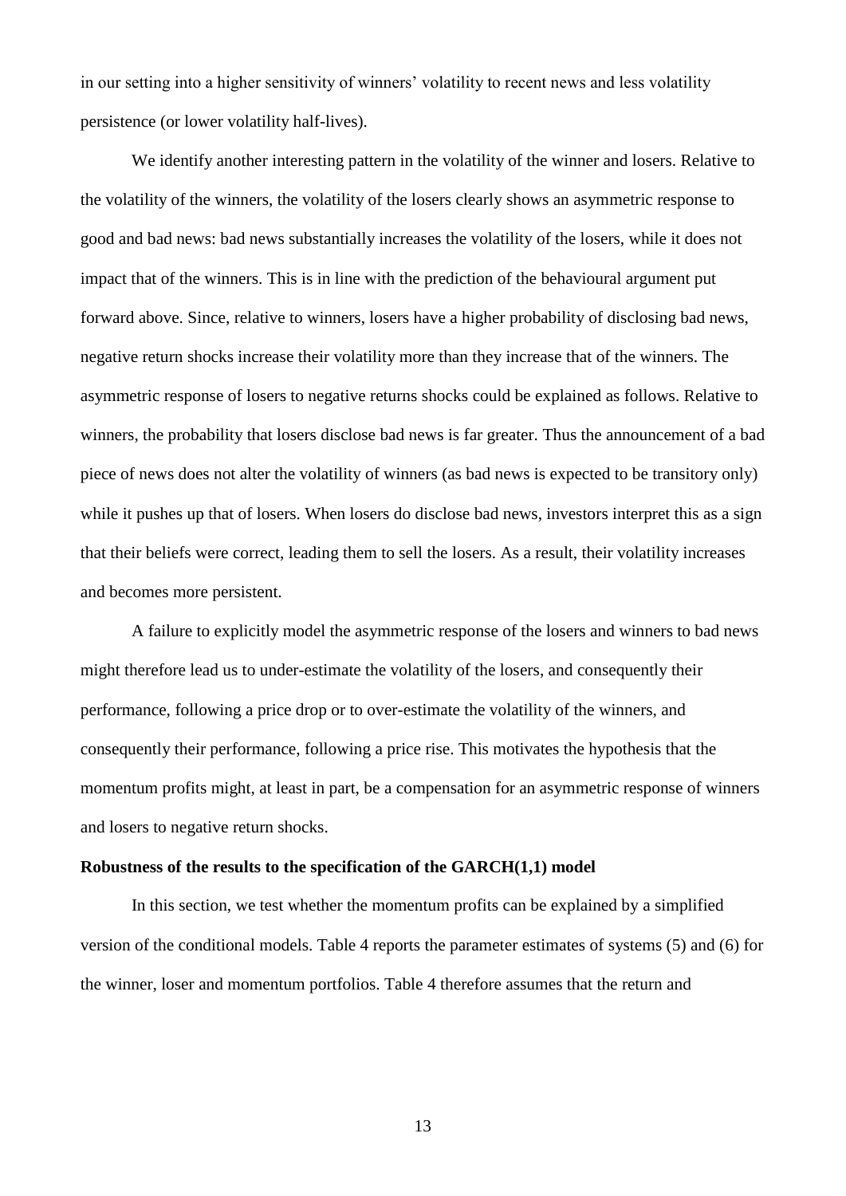in our setting into a higher sensitivity of winners' volatility to recent news and less volatility persistence (or lower volatility half-lives).

We identify another interesting pattern in the volatility of the winner and losers. Relative to the volatility of the winners, the volatility of the losers clearly shows an asymmetric response to good and bad news: bad news substantially increases the volatility of the losers, while it does not impact that of the winners. This is in line with the prediction of the behavioural argument put forward above. Since, relative to winners, losers have a higher probability of disclosing bad news, negative return shocks increase their volatility more than they increase that of the winners. The asymmetric response of losers to negative returns shocks could be explained as follows. Relative to winners, the probability that losers disclose bad news is far greater. Thus the announcement of a bad piece of news does not alter the volatility of winners (as bad news is expected to be transitory only) while it pushes up that of losers. When losers do disclose bad news, investors interpret this as a sign that their beliefs were correct, leading them to sell the losers. As a result, their volatility increases and becomes more persistent.

A failure to explicitly model the asymmetric response of the losers and winners to bad news might therefore lead us to under-estimate the volatility of the losers, and consequently their performance, following a price drop or to over-estimate the volatility of the winners, and consequently their performance, following a price rise. This motivates the hypothesis that the momentum profits might, at least in part, be a compensation for an asymmetric response of winners and losers to negative return shocks.

**Robustness of the results to the specification of the GARCH(1,1) model**

In this section, we test whether the momentum profits can be explained by a simplified version of the conditional models. Table 4 reports the parameter estimates of systems (5) and (6) for the winner, loser and momentum portfolios. Table 4 therefore assumes that the return and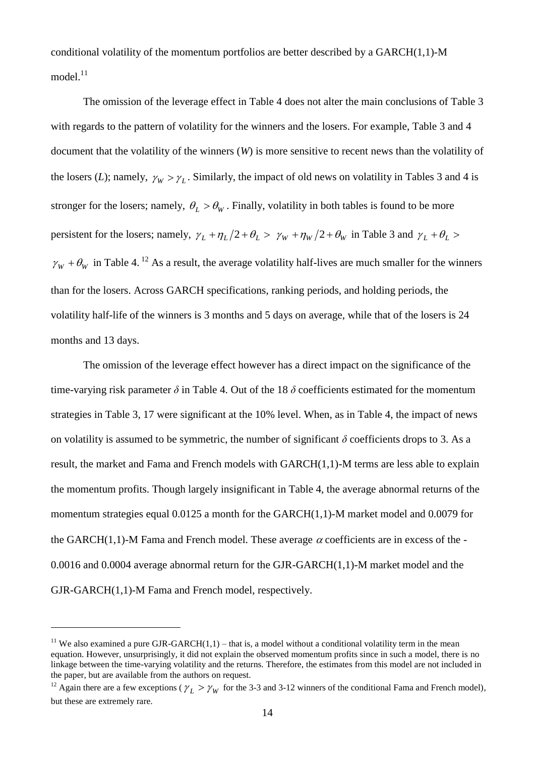conditional volatility of the momentum portfolios are better described by a GARCH(1,1)-M model.[11]

The omission of the leverage effect in Table 4 does not alter the main conclusions of Table 3 with regards to the pattern of volatility for the winners and the losers. For example, Table 3 and 4 document that the volatility of the winners (*W*) is more sensitive to recent news than the volatility of the losers (*L*); namely, $\gamma_W > \gamma_L$. Similarly, the impact of old news on volatility in Tables 3 and 4 is stronger for the losers; namely, $\theta_L > \theta_W$. Finally, volatility in both tables is found to be more persistent for the losers; namely, $\gamma_L + \eta_L/2 + \theta_L > \gamma_W + \eta_W/2 + \theta_W$ in Table 3 and $\gamma_L + \theta_L > \gamma_W + \theta_W$ in Table 4.[12] As a result, the average volatility half-lives are much smaller for the winners than for the losers. Across GARCH specifications, ranking periods, and holding periods, the volatility half-life of the winners is 3 months and 5 days on average, while that of the losers is 24 months and 13 days.

The omission of the leverage effect however has a direct impact on the significance of the time-varying risk parameter $\delta$ in Table 4. Out of the 18 $\delta$ coefficients estimated for the momentum strategies in Table 3, 17 were significant at the 10% level. When, as in Table 4, the impact of news on volatility is assumed to be symmetric, the number of significant $\delta$ coefficients drops to 3. As a result, the market and Fama and French models with GARCH(1,1)-M terms are less able to explain the momentum profits. Though largely insignificant in Table 4, the average abnormal returns of the momentum strategies equal 0.0125 a month for the GARCH(1,1)-M market model and 0.0079 for the GARCH(1,1)-M Fama and French model. These average $\alpha$ coefficients are in excess of the -0.0016 and 0.0004 average abnormal return for the GJR-GARCH(1,1)-M market model and the GJR-GARCH(1,1)-M Fama and French model, respectively.

---

[11] We also examined a pure GJR-GARCH(1,1) – that is, a model without a conditional volatility term in the mean equation. However, unsurprisingly, it did not explain the observed momentum profits since in such a model, there is no linkage between the time-varying volatility and the returns. Therefore, the estimates from this model are not included in the paper, but are available from the authors on request.

[12] Again there are a few exceptions ($\gamma_L > \gamma_W$ for the 3-3 and 3-12 winners of the conditional Fama and French model), but these are extremely rare.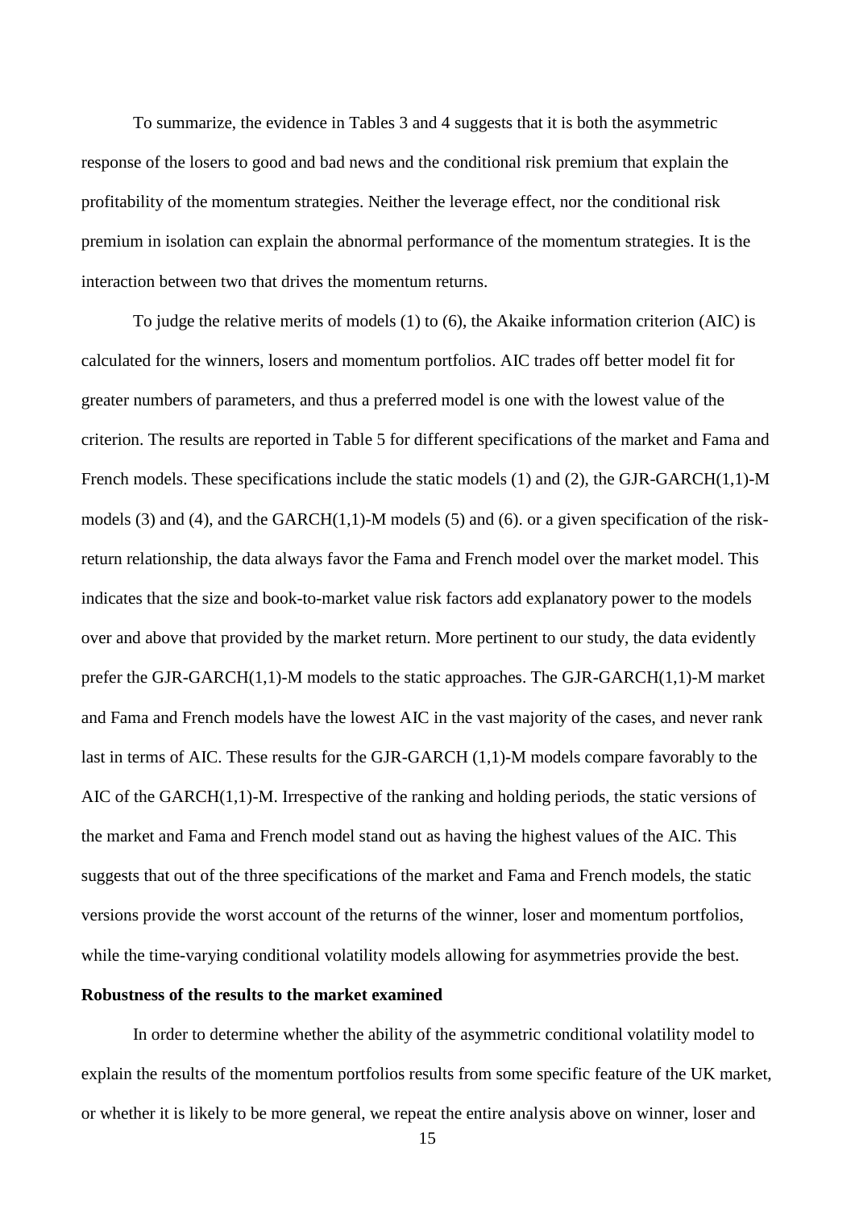To summarize, the evidence in Tables 3 and 4 suggests that it is both the asymmetric response of the losers to good and bad news and the conditional risk premium that explain the profitability of the momentum strategies. Neither the leverage effect, nor the conditional risk premium in isolation can explain the abnormal performance of the momentum strategies. It is the interaction between two that drives the momentum returns.

To judge the relative merits of models (1) to (6), the Akaike information criterion (AIC) is calculated for the winners, losers and momentum portfolios. AIC trades off better model fit for greater numbers of parameters, and thus a preferred model is one with the lowest value of the criterion. The results are reported in Table 5 for different specifications of the market and Fama and French models. These specifications include the static models (1) and (2), the GJR-GARCH(1,1)-M models (3) and (4), and the GARCH(1,1)-M models (5) and (6). or a given specification of the risk-return relationship, the data always favor the Fama and French model over the market model. This indicates that the size and book-to-market value risk factors add explanatory power to the models over and above that provided by the market return. More pertinent to our study, the data evidently prefer the GJR-GARCH(1,1)-M models to the static approaches. The GJR-GARCH(1,1)-M market and Fama and French models have the lowest AIC in the vast majority of the cases, and never rank last in terms of AIC. These results for the GJR-GARCH (1,1)-M models compare favorably to the AIC of the GARCH(1,1)-M. Irrespective of the ranking and holding periods, the static versions of the market and Fama and French model stand out as having the highest values of the AIC. This suggests that out of the three specifications of the market and Fama and French models, the static versions provide the worst account of the returns of the winner, loser and momentum portfolios, while the time-varying conditional volatility models allowing for asymmetries provide the best.

**Robustness of the results to the market examined**

In order to determine whether the ability of the asymmetric conditional volatility model to explain the results of the momentum portfolios results from some specific feature of the UK market, or whether it is likely to be more general, we repeat the entire analysis above on winner, loser and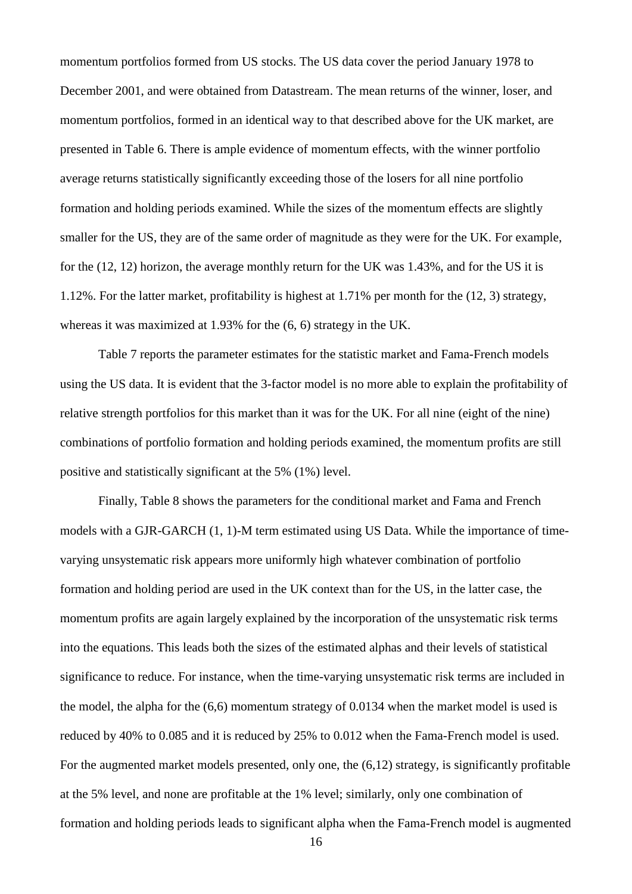momentum portfolios formed from US stocks. The US data cover the period January 1978 to December 2001, and were obtained from Datastream. The mean returns of the winner, loser, and momentum portfolios, formed in an identical way to that described above for the UK market, are presented in Table 6. There is ample evidence of momentum effects, with the winner portfolio average returns statistically significantly exceeding those of the losers for all nine portfolio formation and holding periods examined. While the sizes of the momentum effects are slightly smaller for the US, they are of the same order of magnitude as they were for the UK. For example, for the (12, 12) horizon, the average monthly return for the UK was 1.43%, and for the US it is 1.12%. For the latter market, profitability is highest at 1.71% per month for the (12, 3) strategy, whereas it was maximized at 1.93% for the (6, 6) strategy in the UK.

Table 7 reports the parameter estimates for the statistic market and Fama-French models using the US data. It is evident that the 3-factor model is no more able to explain the profitability of relative strength portfolios for this market than it was for the UK. For all nine (eight of the nine) combinations of portfolio formation and holding periods examined, the momentum profits are still positive and statistically significant at the 5% (1%) level.

Finally, Table 8 shows the parameters for the conditional market and Fama and French models with a GJR-GARCH (1, 1)-M term estimated using US Data. While the importance of time-varying unsystematic risk appears more uniformly high whatever combination of portfolio formation and holding period are used in the UK context than for the US, in the latter case, the momentum profits are again largely explained by the incorporation of the unsystematic risk terms into the equations. This leads both the sizes of the estimated alphas and their levels of statistical significance to reduce. For instance, when the time-varying unsystematic risk terms are included in the model, the alpha for the (6,6) momentum strategy of 0.0134 when the market model is used is reduced by 40% to 0.085 and it is reduced by 25% to 0.012 when the Fama-French model is used. For the augmented market models presented, only one, the (6,12) strategy, is significantly profitable at the 5% level, and none are profitable at the 1% level; similarly, only one combination of formation and holding periods leads to significant alpha when the Fama-French model is augmented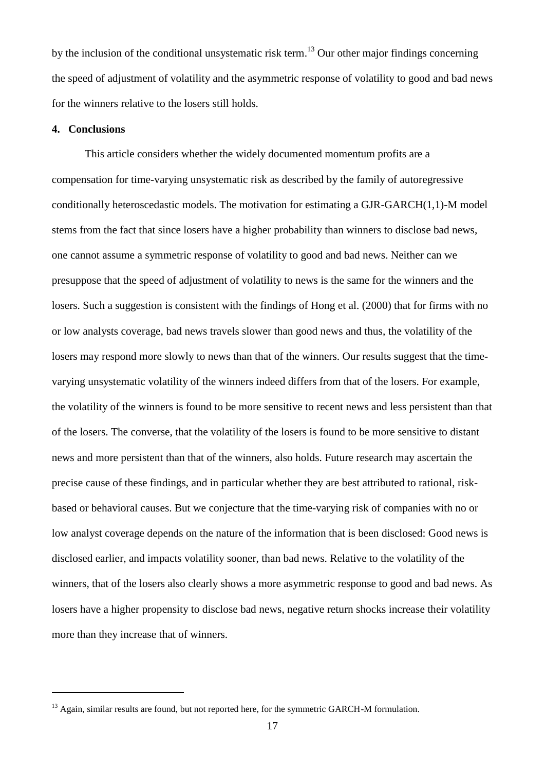by the inclusion of the conditional unsystematic risk term.[13] Our other major findings concerning the speed of adjustment of volatility and the asymmetric response of volatility to good and bad news for the winners relative to the losers still holds.

## 4. Conclusions

This article considers whether the widely documented momentum profits are a compensation for time-varying unsystematic risk as described by the family of autoregressive conditionally heteroscedastic models. The motivation for estimating a GJR-GARCH(1,1)-M model stems from the fact that since losers have a higher probability than winners to disclose bad news, one cannot assume a symmetric response of volatility to good and bad news. Neither can we presuppose that the speed of adjustment of volatility to news is the same for the winners and the losers. Such a suggestion is consistent with the findings of Hong et al. (2000) that for firms with no or low analysts coverage, bad news travels slower than good news and thus, the volatility of the losers may respond more slowly to news than that of the winners. Our results suggest that the time-varying unsystematic volatility of the winners indeed differs from that of the losers. For example, the volatility of the winners is found to be more sensitive to recent news and less persistent than that of the losers. The converse, that the volatility of the losers is found to be more sensitive to distant news and more persistent than that of the winners, also holds. Future research may ascertain the precise cause of these findings, and in particular whether they are best attributed to rational, risk-based or behavioral causes. But we conjecture that the time-varying risk of companies with no or low analyst coverage depends on the nature of the information that is been disclosed: Good news is disclosed earlier, and impacts volatility sooner, than bad news. Relative to the volatility of the winners, that of the losers also clearly shows a more asymmetric response to good and bad news. As losers have a higher propensity to disclose bad news, negative return shocks increase their volatility more than they increase that of winners.

[13] Again, similar results are found, but not reported here, for the symmetric GARCH-M formulation.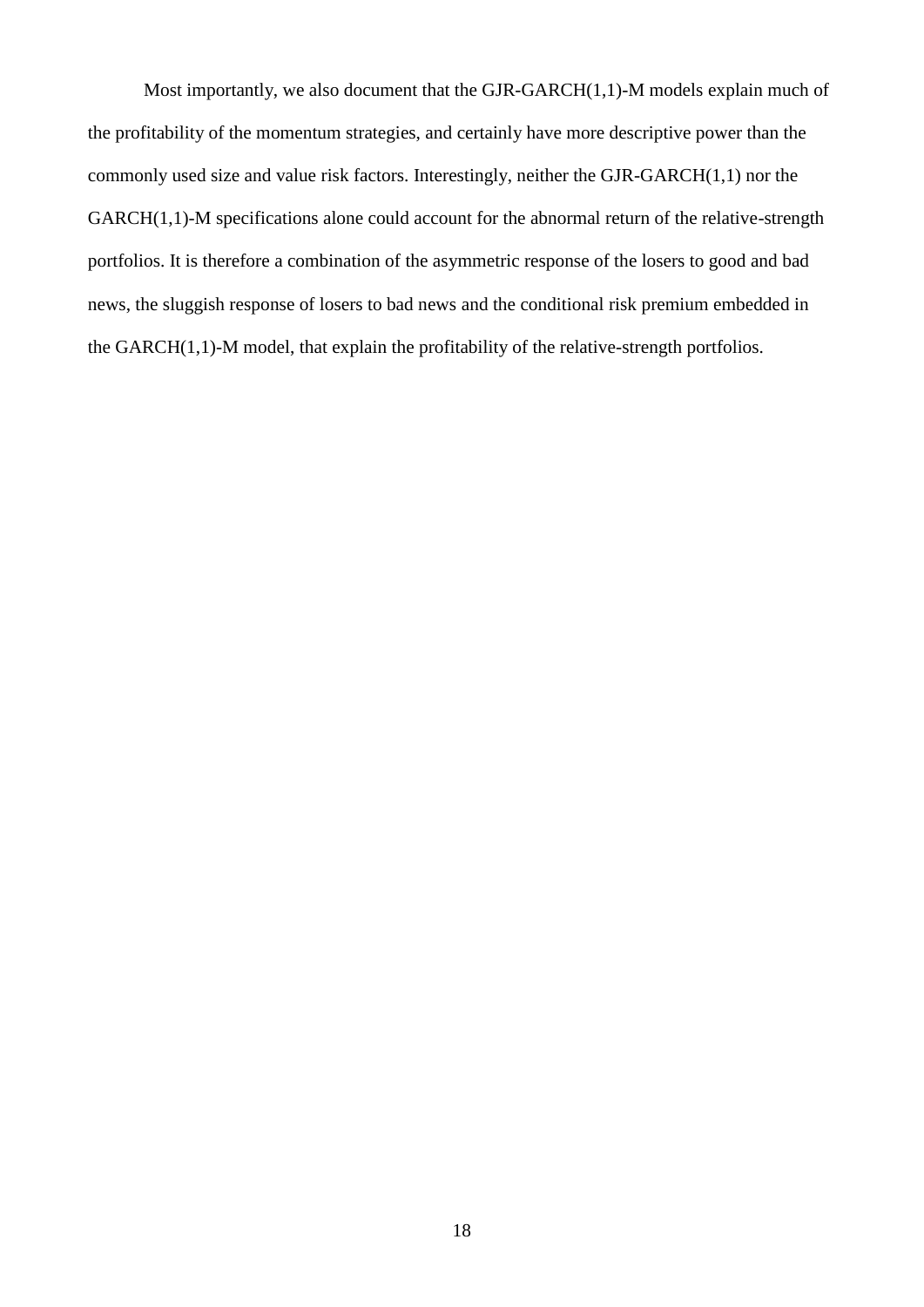Most importantly, we also document that the GJR-GARCH(1,1)-M models explain much of the profitability of the momentum strategies, and certainly have more descriptive power than the commonly used size and value risk factors. Interestingly, neither the GJR-GARCH(1,1) nor the GARCH(1,1)-M specifications alone could account for the abnormal return of the relative-strength portfolios. It is therefore a combination of the asymmetric response of the losers to good and bad news, the sluggish response of losers to bad news and the conditional risk premium embedded in the GARCH(1,1)-M model, that explain the profitability of the relative-strength portfolios.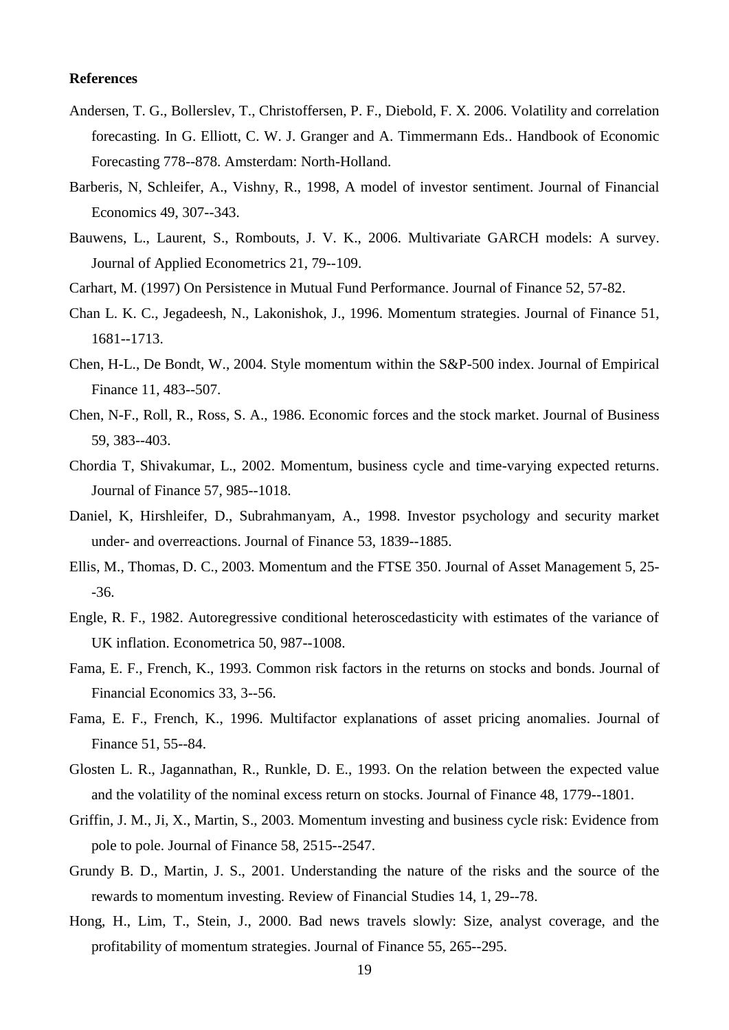**References**

Andersen, T. G., Bollerslev, T., Christoffersen, P. F., Diebold, F. X. 2006. Volatility and correlation forecasting. In G. Elliott, C. W. J. Granger and A. Timmermann Eds.. Handbook of Economic Forecasting 778--878. Amsterdam: North-Holland.

Barberis, N, Schleifer, A., Vishny, R., 1998, A model of investor sentiment. Journal of Financial Economics 49, 307--343.

Bauwens, L., Laurent, S., Rombouts, J. V. K., 2006. Multivariate GARCH models: A survey. Journal of Applied Econometrics 21, 79--109.

Carhart, M. (1997) On Persistence in Mutual Fund Performance. Journal of Finance 52, 57-82.

Chan L. K. C., Jegadeesh, N., Lakonishok, J., 1996. Momentum strategies. Journal of Finance 51, 1681--1713.

Chen, H-L., De Bondt, W., 2004. Style momentum within the S&P-500 index. Journal of Empirical Finance 11, 483--507.

Chen, N-F., Roll, R., Ross, S. A., 1986. Economic forces and the stock market. Journal of Business 59, 383--403.

Chordia T, Shivakumar, L., 2002. Momentum, business cycle and time-varying expected returns. Journal of Finance 57, 985--1018.

Daniel, K, Hirshleifer, D., Subrahmanyam, A., 1998. Investor psychology and security market under- and overreactions. Journal of Finance 53, 1839--1885.

Ellis, M., Thomas, D. C., 2003. Momentum and the FTSE 350. Journal of Asset Management 5, 25--36.

Engle, R. F., 1982. Autoregressive conditional heteroscedasticity with estimates of the variance of UK inflation. Econometrica 50, 987--1008.

Fama, E. F., French, K., 1993. Common risk factors in the returns on stocks and bonds. Journal of Financial Economics 33, 3--56.

Fama, E. F., French, K., 1996. Multifactor explanations of asset pricing anomalies. Journal of Finance 51, 55--84.

Glosten L. R., Jagannathan, R., Runkle, D. E., 1993. On the relation between the expected value and the volatility of the nominal excess return on stocks. Journal of Finance 48, 1779--1801.

Griffin, J. M., Ji, X., Martin, S., 2003. Momentum investing and business cycle risk: Evidence from pole to pole. Journal of Finance 58, 2515--2547.

Grundy B. D., Martin, J. S., 2001. Understanding the nature of the risks and the source of the rewards to momentum investing. Review of Financial Studies 14, 1, 29--78.

Hong, H., Lim, T., Stein, J., 2000. Bad news travels slowly: Size, analyst coverage, and the profitability of momentum strategies. Journal of Finance 55, 265--295.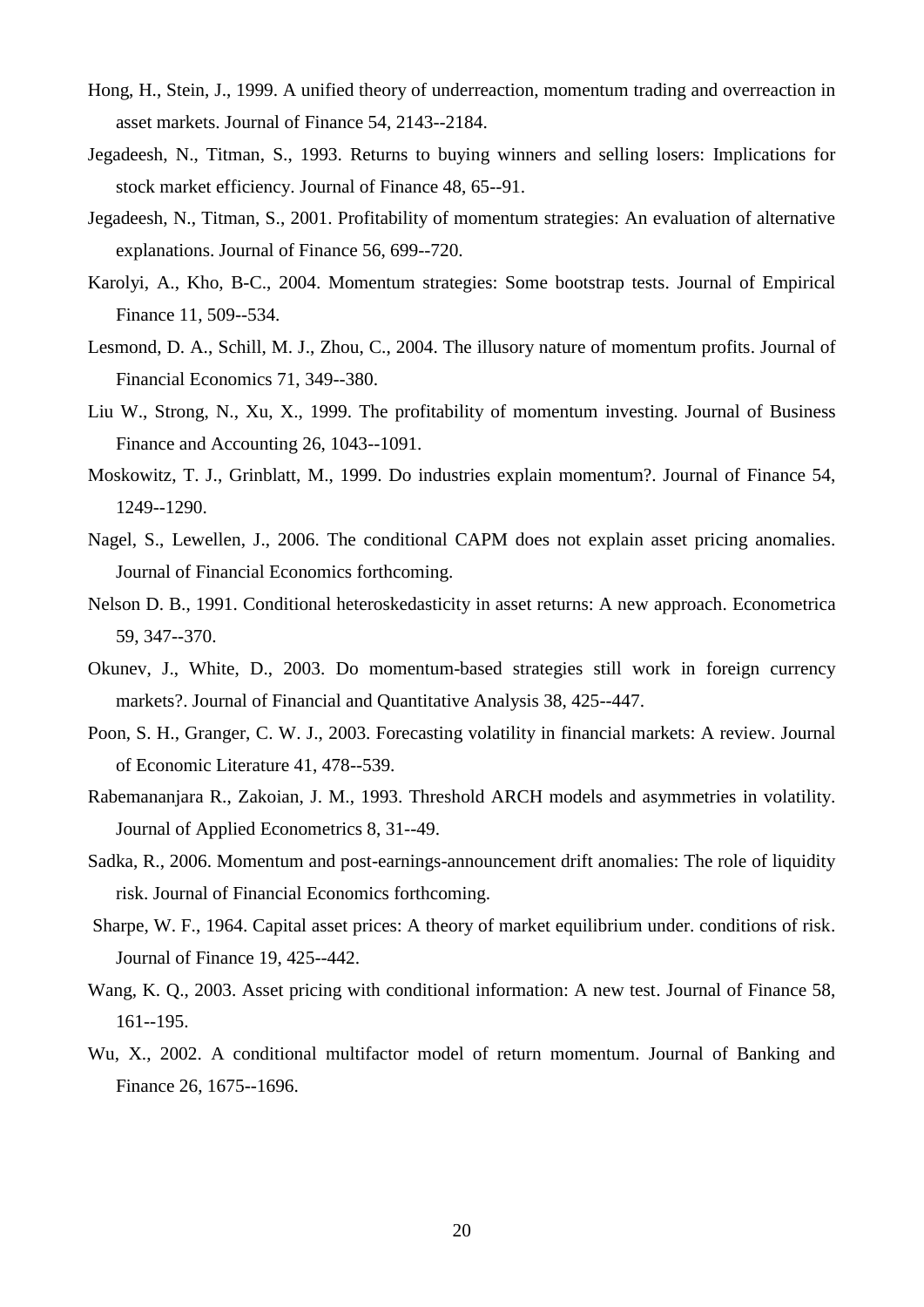Hong, H., Stein, J., 1999. A unified theory of underreaction, momentum trading and overreaction in asset markets. Journal of Finance 54, 2143--2184.

Jegadeesh, N., Titman, S., 1993. Returns to buying winners and selling losers: Implications for stock market efficiency. Journal of Finance 48, 65--91.

Jegadeesh, N., Titman, S., 2001. Profitability of momentum strategies: An evaluation of alternative explanations. Journal of Finance 56, 699--720.

Karolyi, A., Kho, B-C., 2004. Momentum strategies: Some bootstrap tests. Journal of Empirical Finance 11, 509--534.

Lesmond, D. A., Schill, M. J., Zhou, C., 2004. The illusory nature of momentum profits. Journal of Financial Economics 71, 349--380.

Liu W., Strong, N., Xu, X., 1999. The profitability of momentum investing. Journal of Business Finance and Accounting 26, 1043--1091.

Moskowitz, T. J., Grinblatt, M., 1999. Do industries explain momentum?. Journal of Finance 54, 1249--1290.

Nagel, S., Lewellen, J., 2006. The conditional CAPM does not explain asset pricing anomalies. Journal of Financial Economics forthcoming.

Nelson D. B., 1991. Conditional heteroskedasticity in asset returns: A new approach. Econometrica 59, 347--370.

Okunev, J., White, D., 2003. Do momentum-based strategies still work in foreign currency markets?. Journal of Financial and Quantitative Analysis 38, 425--447.

Poon, S. H., Granger, C. W. J., 2003. Forecasting volatility in financial markets: A review. Journal of Economic Literature 41, 478--539.

Rabemananjara R., Zakoian, J. M., 1993. Threshold ARCH models and asymmetries in volatility. Journal of Applied Econometrics 8, 31--49.

Sadka, R., 2006. Momentum and post-earnings-announcement drift anomalies: The role of liquidity risk. Journal of Financial Economics forthcoming.

Sharpe, W. F., 1964. Capital asset prices: A theory of market equilibrium under. conditions of risk. Journal of Finance 19, 425--442.

Wang, K. Q., 2003. Asset pricing with conditional information: A new test. Journal of Finance 58, 161--195.

Wu, X., 2002. A conditional multifactor model of return momentum. Journal of Banking and Finance 26, 1675--1696.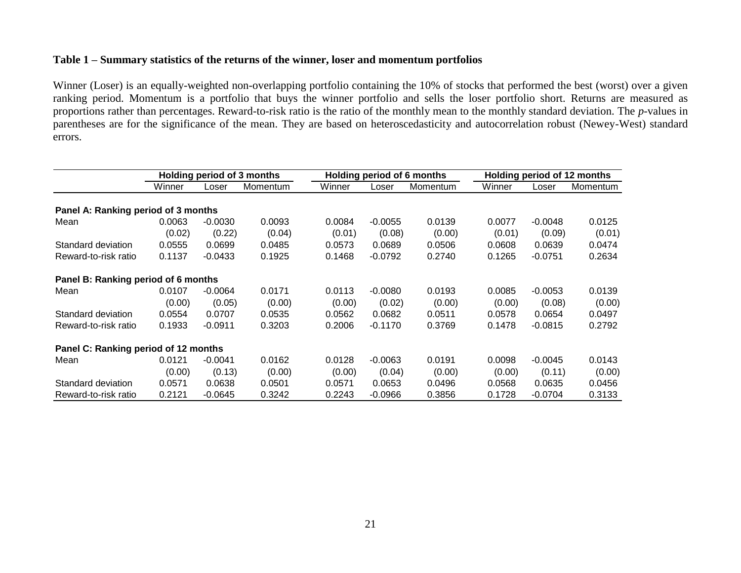**Table 1 – Summary statistics of the returns of the winner, loser and momentum portfolios**

Winner (Loser) is an equally-weighted non-overlapping portfolio containing the 10% of stocks that performed the best (worst) over a given ranking period. Momentum is a portfolio that buys the winner portfolio and sells the loser portfolio short. Returns are measured as proportions rather than percentages. Reward-to-risk ratio is the ratio of the monthly mean to the monthly standard deviation. The *p*-values in parentheses are for the significance of the mean. They are based on heteroscedasticity and autocorrelation robust (Newey-West) standard errors.

| | Holding period of 3 months | | | Holding period of 6 months | | | Holding period of 12 months | | |
|---|---|---|---|---|---|---|---|---|---|
| | Winner | Loser | Momentum | Winner | Loser | Momentum | Winner | Loser | Momentum |
| **Panel A: Ranking period of 3 months** | | | | | | | | | |
| Mean | 0.0063 | -0.0030 | 0.0093 | 0.0084 | -0.0055 | 0.0139 | 0.0077 | -0.0048 | 0.0125 |
| | (0.02) | (0.22) | (0.04) | (0.01) | (0.08) | (0.00) | (0.01) | (0.09) | (0.01) |
| Standard deviation | 0.0555 | 0.0699 | 0.0485 | 0.0573 | 0.0689 | 0.0506 | 0.0608 | 0.0639 | 0.0474 |
| Reward-to-risk ratio | 0.1137 | -0.0433 | 0.1925 | 0.1468 | -0.0792 | 0.2740 | 0.1265 | -0.0751 | 0.2634 |
| **Panel B: Ranking period of 6 months** | | | | | | | | | |
| Mean | 0.0107 | -0.0064 | 0.0171 | 0.0113 | -0.0080 | 0.0193 | 0.0085 | -0.0053 | 0.0139 |
| | (0.00) | (0.05) | (0.00) | (0.00) | (0.02) | (0.00) | (0.00) | (0.08) | (0.00) |
| Standard deviation | 0.0554 | 0.0707 | 0.0535 | 0.0562 | 0.0682 | 0.0511 | 0.0578 | 0.0654 | 0.0497 |
| Reward-to-risk ratio | 0.1933 | -0.0911 | 0.3203 | 0.2006 | -0.1170 | 0.3769 | 0.1478 | -0.0815 | 0.2792 |
| **Panel C: Ranking period of 12 months** | | | | | | | | | |
| Mean | 0.0121 | -0.0041 | 0.0162 | 0.0128 | -0.0063 | 0.0191 | 0.0098 | -0.0045 | 0.0143 |
| | (0.00) | (0.13) | (0.00) | (0.00) | (0.04) | (0.00) | (0.00) | (0.11) | (0.00) |
| Standard deviation | 0.0571 | 0.0638 | 0.0501 | 0.0571 | 0.0653 | 0.0496 | 0.0568 | 0.0635 | 0.0456 |
| Reward-to-risk ratio | 0.2121 | -0.0645 | 0.3242 | 0.2243 | -0.0966 | 0.3856 | 0.1728 | -0.0704 | 0.3133 |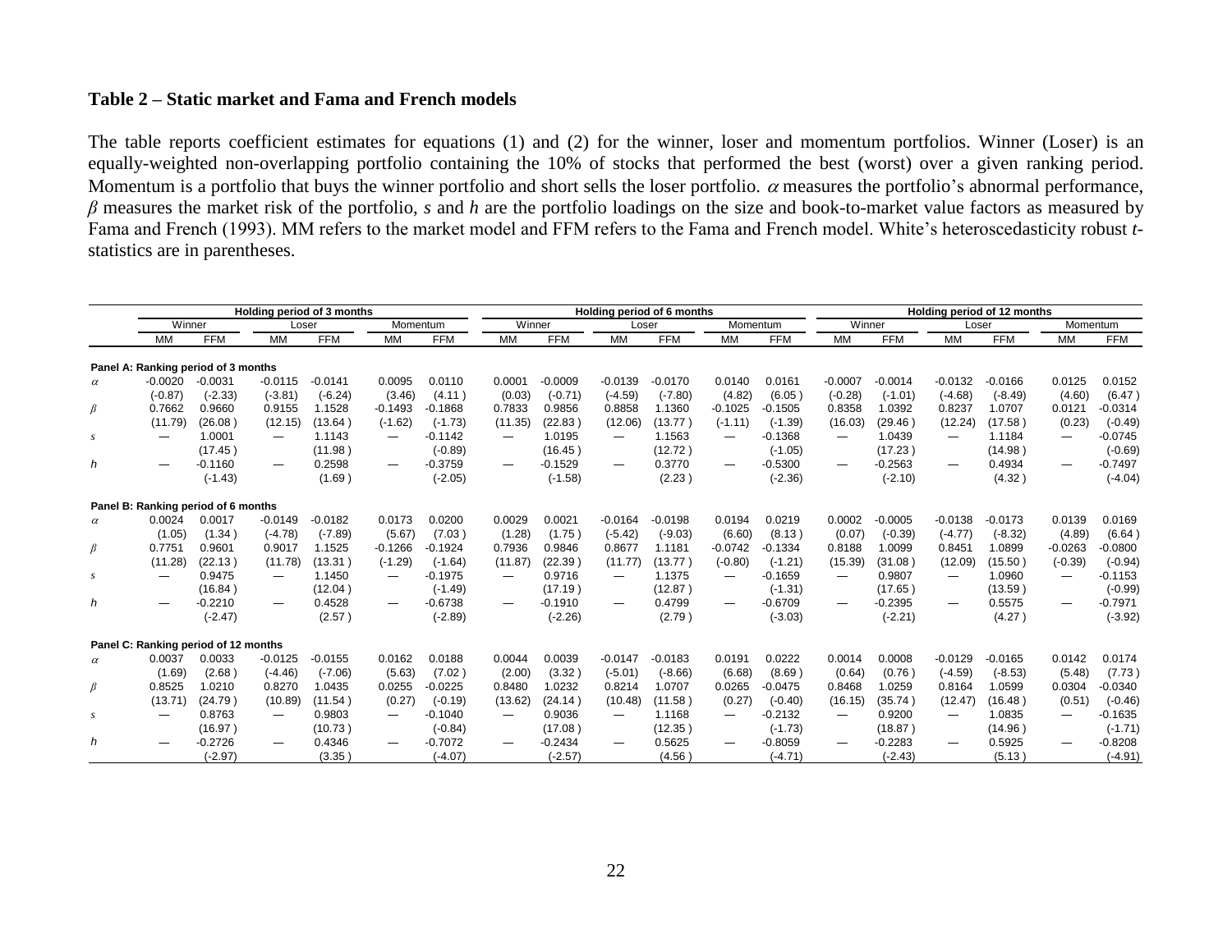**Table 2 – Static market and Fama and French models**

The table reports coefficient estimates for equations (1) and (2) for the winner, loser and momentum portfolios. Winner (Loser) is an equally-weighted non-overlapping portfolio containing the 10% of stocks that performed the best (worst) over a given ranking period. Momentum is a portfolio that buys the winner portfolio and short sells the loser portfolio. $\alpha$ measures the portfolio's abnormal performance, $\beta$ measures the market risk of the portfolio, $s$ and $h$ are the portfolio loadings on the size and book-to-market value factors as measured by Fama and French (1993). MM refers to the market model and FFM refers to the Fama and French model. White's heteroscedasticity robust $t$-statistics are in parentheses.

| | Holding period of 3 months | | | | | | Holding period of 6 months | | | | | | Holding period of 12 months | | | | | |
|---|---|---|---|---|---|---|---|---|---|---|---|---|---|---|---|---|---|---|
| | Winner | | Loser | | Momentum | | Winner | | Loser | | Momentum | | Winner | | Loser | | Momentum | |
| | MM | FFM | MM | FFM | MM | FFM | MM | FFM | MM | FFM | MM | FFM | MM | FFM | MM | FFM | MM | FFM |
| **Panel A: Ranking period of 3 months** | | | | | | | | | | | | | | | | | | |
| $\alpha$ | -0.0020 | -0.0031 | -0.0115 | -0.0141 | 0.0095 | 0.0110 | 0.0001 | -0.0009 | -0.0139 | -0.0170 | 0.0140 | 0.0161 | -0.0007 | -0.0014 | -0.0132 | -0.0166 | 0.0125 | 0.0152 |
| | (-0.87) | (-2.33) | (-3.81) | (-6.24) | (3.46) | (4.11) | (0.03) | (-0.71) | (-4.59) | (-7.80) | (4.82) | (6.05) | (-0.28) | (-1.01) | (-4.68) | (-8.49) | (4.60) | (6.47) |
| $\beta$ | 0.7662 | 0.9660 | 0.9155 | 1.1528 | -0.1493 | -0.1868 | 0.7833 | 0.9856 | 0.8858 | 1.1360 | -0.1025 | -0.1505 | 0.8358 | 1.0392 | 0.8237 | 1.0707 | 0.0121 | -0.0314 |
| | (11.79) | (26.08) | (12.15) | (13.64) | (-1.62) | (-1.73) | (11.35) | (22.83) | (12.06) | (13.77) | (-1.11) | (-1.39) | (16.03) | (29.46) | (12.24) | (17.58) | (0.23) | (-0.49) |
| $s$ | — | 1.0001 | — | 1.1143 | — | -0.1142 | — | 1.0195 | — | 1.1563 | — | -0.1368 | — | 1.0439 | — | 1.1184 | — | -0.0745 |
| | | (17.45) | | (11.98) | | (-0.89) | | (16.45) | | (12.72) | | (-1.05) | | (17.23) | | (14.98) | | (-0.69) |
| $h$ | — | -0.1160 | — | 0.2598 | — | -0.3759 | — | -0.1529 | — | 0.3770 | — | -0.5300 | — | -0.2563 | — | 0.4934 | — | -0.7497 |
| | | (-1.43) | | (1.69) | | (-2.05) | | (-1.58) | | (2.23) | | (-2.36) | | (-2.10) | | (4.32) | | (-4.04) |
| **Panel B: Ranking period of 6 months** | | | | | | | | | | | | | | | | | | |
| $\alpha$ | 0.0024 | 0.0017 | -0.0149 | -0.0182 | 0.0173 | 0.0200 | 0.0029 | 0.0021 | -0.0164 | -0.0198 | 0.0194 | 0.0219 | 0.0002 | -0.0005 | -0.0138 | -0.0173 | 0.0139 | 0.0169 |
| | (1.05) | (1.34) | (-4.78) | (-7.89) | (5.67) | (7.03) | (1.28) | (1.75) | (-5.42) | (-9.03) | (6.60) | (8.13) | (0.07) | (-0.39) | (-4.77) | (-8.32) | (4.89) | (6.64) |
| $\beta$ | 0.7751 | 0.9601 | 0.9017 | 1.1525 | -0.1266 | -0.1924 | 0.7936 | 0.9846 | 0.8677 | 1.1181 | -0.0742 | -0.1334 | 0.8188 | 1.0099 | 0.8451 | 1.0899 | -0.0263 | -0.0800 |
| | (11.28) | (22.13) | (11.78) | (13.31) | (-1.29) | (-1.64) | (11.87) | (22.39) | (11.77) | (13.77) | (-0.80) | (-1.21) | (15.39) | (31.08) | (12.09) | (15.50) | (-0.39) | (-0.94) |
| $s$ | — | 0.9475 | — | 1.1450 | — | -0.1975 | — | 0.9716 | — | 1.1375 | — | -0.1659 | — | 0.9807 | — | 1.0960 | — | -0.1153 |
| | | (16.84) | | (12.04) | | (-1.49) | | (17.19) | | (12.87) | | (-1.31) | | (17.65) | | (13.59) | | (-0.99) |
| $h$ | — | -0.2210 | — | 0.4528 | — | -0.6738 | — | -0.1910 | — | 0.4799 | — | -0.6709 | — | -0.2395 | — | 0.5575 | — | -0.7971 |
| | | (-2.47) | | (2.57) | | (-2.89) | | (-2.26) | | (2.79) | | (-3.03) | | (-2.21) | | (4.27) | | (-3.92) |
| **Panel C: Ranking period of 12 months** | | | | | | | | | | | | | | | | | | |
| $\alpha$ | 0.0037 | 0.0033 | -0.0125 | -0.0155 | 0.0162 | 0.0188 | 0.0044 | 0.0039 | -0.0147 | -0.0183 | 0.0191 | 0.0222 | 0.0014 | 0.0008 | -0.0129 | -0.0165 | 0.0142 | 0.0174 |
| | (1.69) | (2.68) | (-4.46) | (-7.06) | (5.63) | (7.02) | (2.00) | (3.32) | (-5.01) | (-8.66) | (6.68) | (8.69) | (0.64) | (0.76) | (-4.59) | (-8.53) | (5.48) | (7.73) |
| $\beta$ | 0.8525 | 1.0210 | 0.8270 | 1.0435 | 0.0255 | -0.0225 | 0.8480 | 1.0232 | 0.8214 | 1.0707 | 0.0265 | -0.0475 | 0.8468 | 1.0259 | 0.8164 | 1.0599 | 0.0304 | -0.0340 |
| | (13.71) | (24.79) | (10.89) | (11.54) | (0.27) | (-0.19) | (13.62) | (24.14) | (10.48) | (11.58) | (0.27) | (-0.40) | (16.15) | (35.74) | (12.47) | (16.48) | (0.51) | (-0.46) |
| $s$ | — | 0.8763 | — | 0.9803 | — | -0.1040 | — | 0.9036 | — | 1.1168 | — | -0.2132 | — | 0.9200 | — | 1.0835 | — | -0.1635 |
| | | (16.97) | | (10.73) | | (-0.84) | | (17.08) | | (12.35) | | (-1.73) | | (18.87) | | (14.96) | | (-1.71) |
| $h$ | — | -0.2726 | — | 0.4346 | — | -0.7072 | — | -0.2434 | — | 0.5625 | — | -0.8059 | — | -0.2283 | — | 0.5925 | — | -0.8208 |
| | | (-2.97) | | (3.35) | | (-4.07) | | (-2.57) | | (4.56) | | (-4.71) | | (-2.43) | | (5.13) | | (-4.91) |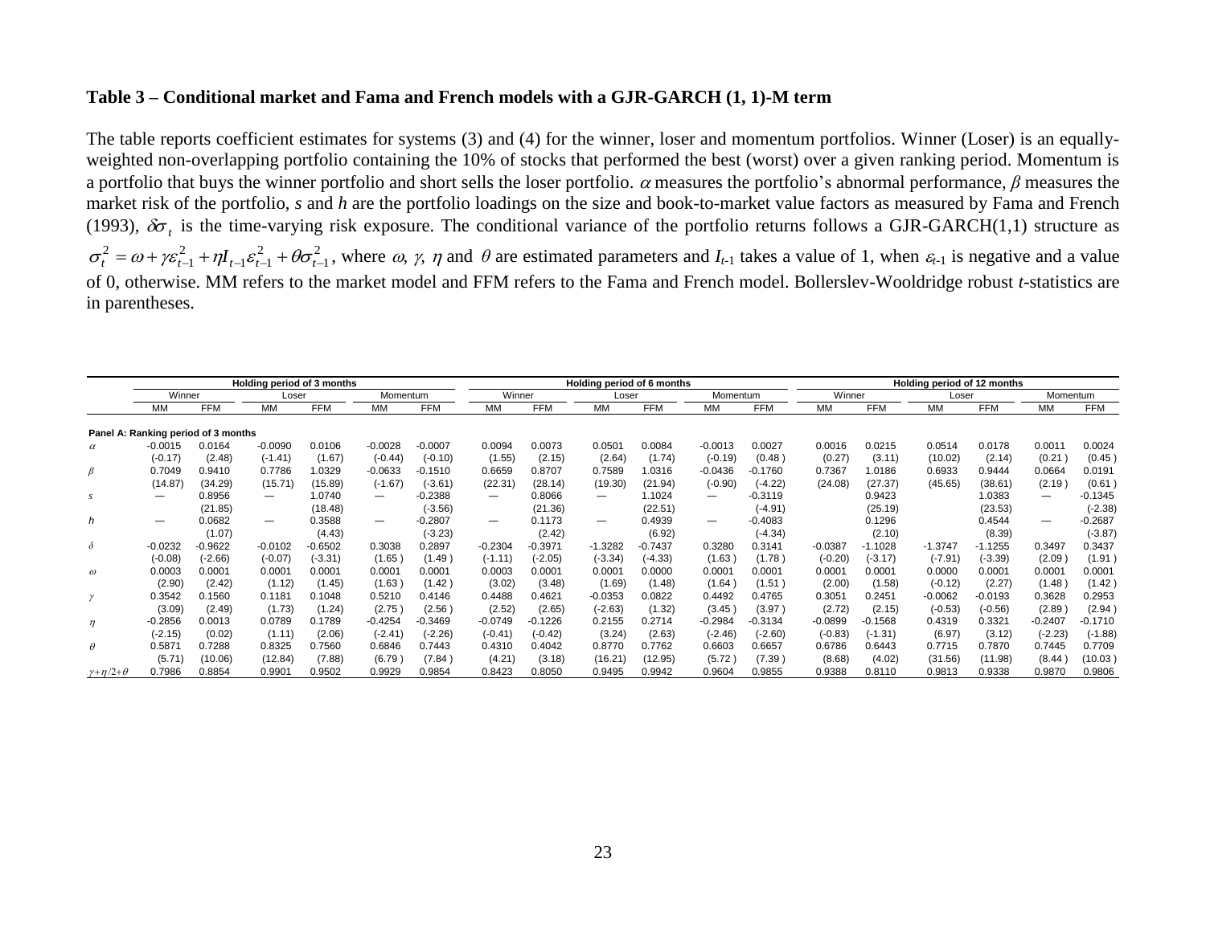**Table 3 – Conditional market and Fama and French models with a GJR-GARCH (1, 1)-M term**

The table reports coefficient estimates for systems (3) and (4) for the winner, loser and momentum portfolios. Winner (Loser) is an equally-weighted non-overlapping portfolio containing the 10% of stocks that performed the best (worst) over a given ranking period. Momentum is a portfolio that buys the winner portfolio and short sells the loser portfolio. $\alpha$ measures the portfolio's abnormal performance, $\beta$ measures the market risk of the portfolio, *s* and *h* are the portfolio loadings on the size and book-to-market value factors as measured by Fama and French (1993), $\delta\sigma_t$ is the time-varying risk exposure. The conditional variance of the portfolio returns follows a GJR-GARCH(1,1) structure as $\sigma_t^2 = \omega + \gamma\varepsilon_{t-1}^2 + \eta I_{t-1}\varepsilon_{t-1}^2 + \theta\sigma_{t-1}^2$, where $\omega$, $\gamma$, $\eta$ and $\theta$ are estimated parameters and $I_{t-1}$ takes a value of 1, when $\varepsilon_{t-1}$ is negative and a value of 0, otherwise. MM refers to the market model and FFM refers to the Fama and French model. Bollerslev-Wooldridge robust *t*-statistics are in parentheses.

| | Holding period of 3 months | | | | | | Holding period of 6 months | | | | | | Holding period of 12 months | | | | | |
|---|---|---|---|---|---|---|---|---|---|---|---|---|---|---|---|---|---|---|
| | Winner | | Loser | | Momentum | | Winner | | Loser | | Momentum | | Winner | | Loser | | Momentum | |
| | MM | FFM | MM | FFM | MM | FFM | MM | FFM | MM | FFM | MM | FFM | MM | FFM | MM | FFM | MM | FFM |
| **Panel A: Ranking period of 3 months** | | | | | | | | | | | | | | | | | | |
| $\alpha$ | -0.0015 | 0.0164 | -0.0090 | 0.0106 | -0.0028 | -0.0007 | 0.0094 | 0.0073 | 0.0501 | 0.0084 | -0.0013 | 0.0027 | 0.0016 | 0.0215 | 0.0514 | 0.0178 | 0.0011 | 0.0024 |
| | (-0.17) | (2.48) | (-1.41) | (1.67) | (-0.44) | (-0.10) | (1.55) | (2.15) | (2.64) | (1.74) | (-0.19) | (0.48) | (0.27) | (3.11) | (10.02) | (2.14) | (0.21) | (0.45) |
| $\beta$ | 0.7049 | 0.9410 | 0.7786 | 1.0329 | -0.0633 | -0.1510 | 0.6659 | 0.8707 | 0.7589 | 1.0316 | -0.0436 | -0.1760 | 0.7367 | 1.0186 | 0.6933 | 0.9444 | 0.0664 | 0.0191 |
| | (14.87) | (34.29) | (15.71) | (15.89) | (-1.67) | (-3.61) | (22.31) | (28.14) | (19.30) | (21.94) | (-0.90) | (-4.22) | (24.08) | (27.37) | (45.65) | (38.61) | (2.19) | (0.61) |
| *s* | — | 0.8956 | — | 1.0740 | — | -0.2388 | — | 0.8066 | — | 1.1024 | — | -0.3119 | | 0.9423 | | 1.0383 | — | -0.1345 |
| | | (21.85) | | (18.48) | | (-3.56) | | (21.36) | | (22.51) | | (-4.91) | | (25.19) | | (23.53) | | (-2.38) |
| *h* | — | 0.0682 | — | 0.3588 | — | -0.2807 | — | 0.1173 | — | 0.4939 | — | -0.4083 | | 0.1296 | | 0.4544 | — | -0.2687 |
| | | (1.07) | | (4.43) | | (-3.23) | | (2.42) | | (6.92) | | (-4.34) | | (2.10) | | (8.39) | | (-3.87) |
| $\delta$ | -0.0232 | -0.9622 | -0.0102 | -0.6502 | 0.3038 | 0.2897 | -0.2304 | -0.3971 | -1.3282 | -0.7437 | 0.3280 | 0.3141 | -0.0387 | -1.1028 | -1.3747 | -1.1255 | 0.3497 | 0.3437 |
| | (-0.08) | (-2.66) | (-0.07) | (-3.31) | (1.65) | (1.49) | (-1.11) | (-2.05) | (-3.34) | (-4.33) | (1.63) | (1.78) | (-0.20) | (-3.17) | (-7.91) | (-3.39) | (2.09) | (1.91) |
| $\omega$ | 0.0003 | 0.0001 | 0.0001 | 0.0001 | 0.0001 | 0.0001 | 0.0003 | 0.0001 | 0.0001 | 0.0000 | 0.0001 | 0.0001 | 0.0001 | 0.0001 | 0.0000 | 0.0001 | 0.0001 | 0.0001 |
| | (2.90) | (2.42) | (1.12) | (1.45) | (1.63) | (1.42) | (3.02) | (3.48) | (1.69) | (1.48) | (1.64) | (1.51) | (2.00) | (1.58) | (-0.12) | (2.27) | (1.48) | (1.42) |
| $\gamma$ | 0.3542 | 0.1560 | 0.1181 | 0.1048 | 0.5210 | 0.4146 | 0.4488 | 0.4621 | -0.0353 | 0.0822 | 0.4492 | 0.4765 | 0.3051 | 0.2451 | -0.0062 | -0.0193 | 0.3628 | 0.2953 |
| | (3.09) | (2.49) | (1.73) | (1.24) | (2.75) | (2.56) | (2.52) | (2.65) | (-2.63) | (1.32) | (3.45) | (3.97) | (2.72) | (2.15) | (-0.53) | (-0.56) | (2.89) | (2.94) |
| $\eta$ | -0.2856 | 0.0013 | 0.0789 | 0.1789 | -0.4254 | -0.3469 | -0.0749 | -0.1226 | 0.2155 | 0.2714 | -0.2984 | -0.3134 | -0.0899 | -0.1568 | 0.4319 | 0.3321 | -0.2407 | -0.1710 |
| | (-2.15) | (0.02) | (1.11) | (2.06) | (-2.41) | (-2.26) | (-0.41) | (-0.42) | (3.24) | (2.63) | (-2.46) | (-2.60) | (-0.83) | (-1.31) | (6.97) | (3.12) | (-2.23) | (-1.88) |
| $\theta$ | 0.5871 | 0.7288 | 0.8325 | 0.7560 | 0.6846 | 0.7443 | 0.4310 | 0.4042 | 0.8770 | 0.7762 | 0.6603 | 0.6657 | 0.6786 | 0.6443 | 0.7715 | 0.7870 | 0.7445 | 0.7709 |
| | (5.71) | (10.06) | (12.84) | (7.88) | (6.79) | (7.84) | (4.21) | (3.18) | (16.21) | (12.95) | (5.72) | (7.39) | (8.68) | (4.02) | (31.56) | (11.98) | (8.44) | (10.03) |
| $\gamma+\eta/2+\theta$ | 0.7986 | 0.8854 | 0.9901 | 0.9502 | 0.9929 | 0.9854 | 0.8423 | 0.8050 | 0.9495 | 0.9942 | 0.9604 | 0.9855 | 0.9388 | 0.8110 | 0.9813 | 0.9338 | 0.9870 | 0.9806 |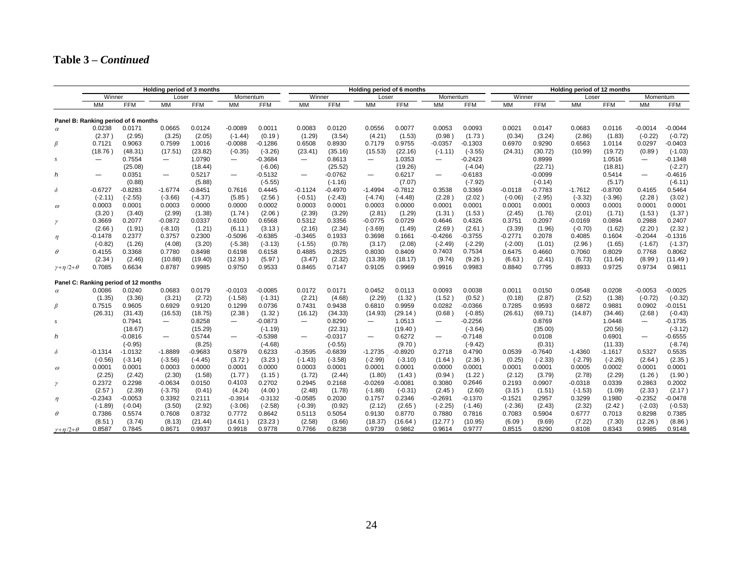## Table 3 – *Continued*

| | Holding period of 3 months | | | | | | Holding period of 6 months | | | | | | Holding period of 12 months | | | | | |
|---|---|---|---|---|---|---|---|---|---|---|---|---|---|---|---|---|---|---|
| | Winner | | Loser | | Momentum | | Winner | | Loser | | Momentum | | Winner | | Loser | | Momentum | |
| | MM | FFM | MM | FFM | MM | FFM | MM | FFM | MM | FFM | MM | FFM | MM | FFM | MM | FFM | MM | FFM |
| **Panel B: Ranking period of 6 months** | | | | | | | | | | | | | | | | | | |
| $\alpha$ | 0.0238 | 0.0171 | 0.0665 | 0.0124 | -0.0089 | 0.0011 | 0.0083 | 0.0120 | 0.0556 | 0.0077 | 0.0053 | 0.0093 | 0.0021 | 0.0147 | 0.0683 | 0.0116 | -0.0014 | -0.0044 |
| | (2.37 ) | (2.95) | (3.25) | (2.05) | (-1.44) | (0.19 ) | (1.29) | (3.54) | (4.21) | (1.53) | (0.98 ) | (1.73 ) | (0.34) | (3.24) | (2.86) | (1.83) | (-0.22) | (-0.72) |
| $\beta$ | 0.7121 | 0.9063 | 0.7599 | 1.0016 | -0.0088 | -0.1286 | 0.6508 | 0.8930 | 0.7179 | 0.9755 | -0.0357 | -0.1303 | 0.6970 | 0.9290 | 0.6563 | 1.0114 | 0.0297 | -0.0403 |
| | (18.76 ) | (48.31) | (17.51) | (23.82) | (-0.35) | (-3.26) | (23.41) | (35.16) | (15.53) | (22.16) | (-1.11) | (-3.55) | (24.31) | (30.72) | (10.99) | (19.72) | (0.89 ) | (-1.03) |
| $s$ | — | 0.7554 | — | 1.0790 | — | -0.3684 | — | 0.8613 | — | 1.0353 | — | -0.2423 | | 0.8999 | | 1.0516 | — | -0.1348 |
| | | (25.08) | | (18.44) | | (-6.06) | | (25.52) | | (19.26) | | (-4.04) | | (22.71) | | (18.81) | | (-2.27) |
| $h$ | — | 0.0351 | — | 0.5217 | — | -0.5132 | — | -0.0762 | — | 0.6217 | — | -0.6183 | | -0.0099 | | 0.5414 | — | -0.4616 |
| | | (0.88) | | (5.88) | | (-5.55) | | (-1.16) | | (7.07) | | (-7.92) | | (-0.14) | | (5.17) | | (-6.11) |
| $\delta$ | -0.6727 | -0.8283 | -1.6774 | -0.8451 | 0.7616 | 0.4445 | -0.1124 | -0.4970 | -1.4994 | -0.7812 | 0.3538 | 0.3369 | -0.0118 | -0.7783 | -1.7612 | -0.8700 | 0.4165 | 0.5464 |
| | (-2.11) | (-2.55) | (-3.66) | (-4.37) | (5.85 ) | (2.56 ) | (-0.51) | (-2.43) | (-4.74) | (-4.48) | (2.28 ) | (2.02 ) | (-0.06) | (-2.95) | (-3.32) | (-3.96) | (2.28 ) | (3.02 ) |
| $\omega$ | 0.0003 | 0.0001 | 0.0003 | 0.0000 | 0.0000 | 0.0002 | 0.0003 | 0.0001 | 0.0003 | 0.0000 | 0.0001 | 0.0001 | 0.0001 | 0.0001 | 0.0003 | 0.0001 | 0.0001 | 0.0001 |
| | (3.20 ) | (3.40) | (2.99) | (1.38) | (1.74 ) | (2.06 ) | (2.39) | (3.29) | (2.81) | (1.29) | (1.31 ) | (1.53 ) | (2.45) | (1.76) | (2.01) | (1.71) | (1.53 ) | (1.37 ) |
| $\gamma$ | 0.3669 | 0.2077 | -0.0872 | 0.0337 | 0.6100 | 0.6568 | 0.5312 | 0.3356 | -0.0775 | 0.0729 | 0.4646 | 0.4326 | 0.3751 | 0.2097 | -0.0169 | 0.0894 | 0.2988 | 0.2407 |
| | (2.66 ) | (1.91) | (-8.10) | (1.21) | (6.11 ) | (3.13 ) | (2.16) | (2.34) | (-3.69) | (1.49) | (2.69 ) | (2.61 ) | (3.39) | (1.96) | (-0.70) | (1.62) | (2.20 ) | (2.32 ) |
| $\eta$ | -0.1478 | 0.2377 | 0.3757 | 0.2300 | -0.5096 | -0.6385 | -0.3465 | 0.1933 | 0.3698 | 0.1661 | -0.4266 | -0.3755 | -0.2771 | 0.2078 | 0.4085 | 0.1604 | -0.2044 | -0.1316 |
| | (-0.82) | (1.26) | (4.08) | (3.20) | (-5.38) | (-3.13) | (-1.55) | (0.78) | (3.17) | (2.08) | (-2.49) | (-2.29) | (-2.00) | (1.01) | (2.96 ) | (1.65) | (-1.67) | (-1.37) |
| $\theta$ | 0.4155 | 0.3368 | 0.7780 | 0.8498 | 0.6198 | 0.6158 | 0.4885 | 0.2825 | 0.8030 | 0.8409 | 0.7403 | 0.7534 | 0.6475 | 0.4660 | 0.7060 | 0.8029 | 0.7768 | 0.8062 |
| | (2.34 ) | (2.46) | (10.88) | (19.40) | (12.93 ) | (5.97 ) | (3.47) | (2.32) | (13.39) | (18.17) | (9.74) | (9.26 ) | (6.63 ) | (2.41) | (6.73) | (11.64) | (8.99 ) | (11.49 ) |
| $\gamma+\eta/2+\theta$ | 0.7085 | 0.6634 | 0.8787 | 0.9985 | 0.9750 | 0.9533 | 0.8465 | 0.7147 | 0.9105 | 0.9969 | 0.9916 | 0.9983 | 0.8840 | 0.7795 | 0.8933 | 0.9725 | 0.9734 | 0.9811 |
| **Panel C: Ranking period of 12 months** | | | | | | | | | | | | | | | | | | |
| $\alpha$ | 0.0086 | 0.0240 | 0.0683 | 0.0179 | -0.0103 | -0.0085 | 0.0172 | 0.0171 | 0.0452 | 0.0113 | 0.0093 | 0.0038 | 0.0011 | 0.0150 | 0.0548 | 0.0208 | -0.0053 | -0.0025 |
| | (1.35) | (3.36) | (3.21) | (2.72) | (-1.58) | (-1.31) | (2.21) | (4.68) | (2.29) | (1.32 ) | (1.52 ) | (0.52 ) | (0.18) | (2.87) | (2.52) | (1.38) | (-0.72) | (-0.32) |
| $\beta$ | 0.7515 | 0.9605 | 0.6929 | 0.9120 | 0.1299 | 0.0736 | 0.7431 | 0.9438 | 0.6810 | 0.9959 | 0.0282 | -0.0366 | 0.7285 | 0.9593 | 0.6872 | 0.9881 | 0.0902 | -0.0151 |
| | (26.31) | (31.43) | (16.53) | (18.75) | (2.38 ) | (1.32 ) | (16.12) | (34.33) | (14.93) | (29.14 ) | (0.68 ) | (-0.85) | (26.61) | (69.71) | (14.87) | (34.46) | (2.68 ) | (-0.43) |
| $s$ | | 0.7941 | — | 0.8258 | — | -0.0873 | — | 0.8290 | — | 1.0513 | — | -0.2256 | | 0.8769 | | 1.0448 | — | -0.1735 |
| | | (18.67) | | (15.29) | | (-1.19) | | (22.31) | | (19.40 ) | | (-3.64) | | (35.00) | | (20.56) | | (-3.12) |
| $h$ | | -0.0816 | — | 0.5744 | — | -0.5398 | — | -0.0317 | — | 0.6272 | — | -0.7148 | | 0.0108 | | 0.6901 | — | -0.6555 |
| | | (-0.95) | | (8.25) | | (-4.68) | | (-0.55) | | (9.70 ) | | (-9.42) | | (0.31) | | (11.33) | | (-8.74) |
| $\delta$ | -0.1314 | -1.0132 | -1.8889 | -0.9683 | 0.5879 | 0.6233 | -0.3595 | -0.6839 | -1.2735 | -0.8920 | 0.2718 | 0.4790 | 0.0539 | -0.7640 | -1.4360 | -1.1617 | 0.5327 | 0.5535 |
| | (-0.56) | (-3.14) | (-3.56) | (-4.45) | (3.72 ) | (3.23 ) | (-1.43) | (-3.58) | (-2.99) | (-3.10) | (1.64 ) | (2.36 ) | (0.25) | (-2.33) | (-2.79) | (-2.26) | (2.64 ) | (2.35 ) |
| $\omega$ | 0.0001 | 0.0001 | 0.0003 | 0.0000 | 0.0001 | 0.0000 | 0.0003 | 0.0001 | 0.0001 | 0.0001 | 0.0000 | 0.0001 | 0.0001 | 0.0001 | 0.0005 | 0.0002 | 0.0001 | 0.0001 |
| | (2.25) | (2.42) | (2.30) | (1.58) | (1.77 ) | (1.15 ) | (1.72) | (2.44) | (1.80) | (1.43 ) | (0.94 ) | (1.22 ) | (2.12) | (3.79) | (2.78) | (2.29) | (1.26 ) | (1.90 ) |
| $\gamma$ | 0.2372 | 0.2298 | -0.0634 | 0.0150 | 0.4103 | 0.2702 | 0.2945 | 0.2168 | -0.0269 | -0.0081 | 0.3080 | 0.2646 | 0.2193 | 0.0907 | -0.0318 | 0.0339 | 0.2863 | 0.2002 |
| | (2.57 ) | (2.39) | (-3.75) | (0.41) | (4.24) | (4.00 ) | (2.48) | (1.78) | (-1.88) | (-0.31) | (2.45 ) | (2.60) | (3.15 ) | (1.51) | (-1.53) | (1.09) | (2.33 ) | (2.17 ) |
| $\eta$ | -0.2343 | -0.0053 | 0.3392 | 0.2111 | -0.3914 | -0.3132 | -0.0585 | 0.2030 | 0.1757 | 0.2346 | -0.2691 | -0.1370 | -0.1521 | 0.2957 | 0.3299 | 0.1980 | -0.2352 | -0.0478 |
| | (-1.89) | (-0.04) | (3.50) | (2.92) | (-3.06) | (-2.58) | (-0.39) | (0.92) | (2.12) | (2.65 ) | (-2.25) | (-1.46) | (-2.36) | (2.43) | (2.32) | (2.42 ) | (-2.03) | (-0.53) |
| $\theta$ | 0.7386 | 0.5574 | 0.7608 | 0.8732 | 0.7772 | 0.8642 | 0.5113 | 0.5054 | 0.9130 | 0.8770 | 0.7880 | 0.7816 | 0.7083 | 0.5904 | 0.6777 | 0.7013 | 0.8298 | 0.7385 |
| | (8.51 ) | (3.74) | (8.13) | (21.44) | (14.61 ) | (23.23 ) | (2.58) | (3.66) | (18.37) | (16.64 ) | (12.77 ) | (10.95) | (6.09 ) | (9.69) | (7.22) | (7.30) | (12.26 ) | (8.86 ) |
| $\gamma+\eta/2+\theta$ | 0.8587 | 0.7845 | 0.8671 | 0.9937 | 0.9918 | 0.9778 | 0.7766 | 0.8238 | 0.9739 | 0.9862 | 0.9614 | 0.9777 | 0.8515 | 0.8290 | 0.8108 | 0.8343 | 0.9985 | 0.9148 |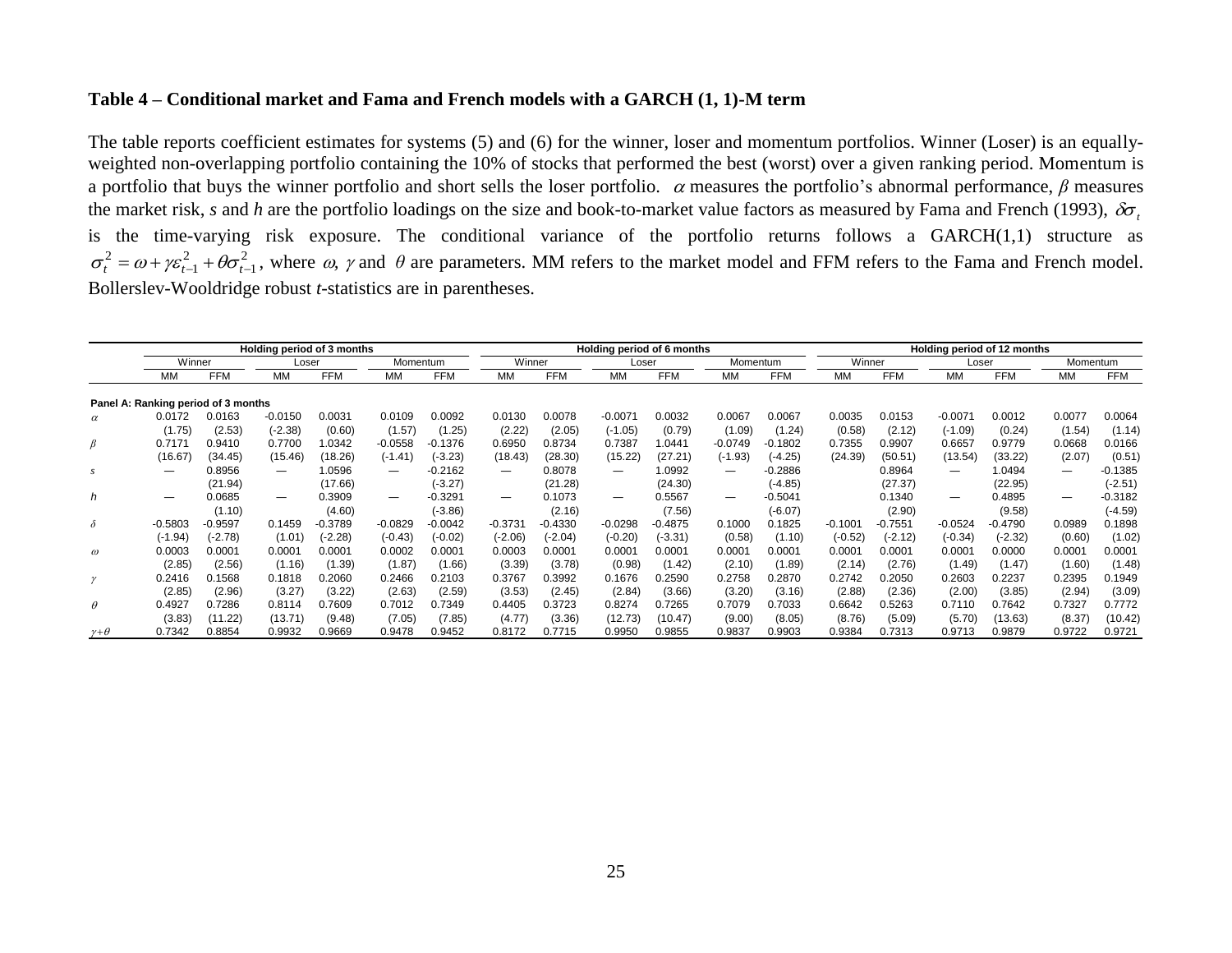**Table 4 – Conditional market and Fama and French models with a GARCH (1, 1)-M term**

The table reports coefficient estimates for systems (5) and (6) for the winner, loser and momentum portfolios. Winner (Loser) is an equally-weighted non-overlapping portfolio containing the 10% of stocks that performed the best (worst) over a given ranking period. Momentum is a portfolio that buys the winner portfolio and short sells the loser portfolio. $\alpha$ measures the portfolio's abnormal performance, $\beta$ measures the market risk, *s* and *h* are the portfolio loadings on the size and book-to-market value factors as measured by Fama and French (1993), $\delta\sigma_t$ is the time-varying risk exposure. The conditional variance of the portfolio returns follows a GARCH(1,1) structure as $\sigma_t^2 = \omega + \gamma\varepsilon_{t-1}^2 + \theta\sigma_{t-1}^2$, where $\omega$, $\gamma$ and $\theta$ are parameters. MM refers to the market model and FFM refers to the Fama and French model. Bollerslev-Wooldridge robust *t*-statistics are in parentheses.

| | Holding period of 3 months | | | | | | Holding period of 6 months | | | | | | Holding period of 12 months | | | | | |
|---|---|---|---|---|---|---|---|---|---|---|---|---|---|---|---|---|---|---|
| | Winner | | Loser | | Momentum | | Winner | | Loser | | Momentum | | Winner | | Loser | | Momentum | |
| | MM | FFM | MM | FFM | MM | FFM | MM | FFM | MM | FFM | MM | FFM | MM | FFM | MM | FFM | MM | FFM |
| **Panel A: Ranking period of 3 months** | | | | | | | | | | | | | | | | | | |
| $\alpha$ | 0.0172 | 0.0163 | -0.0150 | 0.0031 | 0.0109 | 0.0092 | 0.0130 | 0.0078 | -0.0071 | 0.0032 | 0.0067 | 0.0067 | 0.0035 | 0.0153 | -0.0071 | 0.0012 | 0.0077 | 0.0064 |
| | (1.75) | (2.53) | (-2.38) | (0.60) | (1.57) | (1.25) | (2.22) | (2.05) | (-1.05) | (0.79) | (1.09) | (1.24) | (0.58) | (2.12) | (-1.09) | (0.24) | (1.54) | (1.14) |
| $\beta$ | 0.7171 | 0.9410 | 0.7700 | 1.0342 | -0.0558 | -0.1376 | 0.6950 | 0.8734 | 0.7387 | 1.0441 | -0.0749 | -0.1802 | 0.7355 | 0.9907 | 0.6657 | 0.9779 | 0.0668 | 0.0166 |
| | (16.67) | (34.45) | (15.46) | (18.26) | (-1.41) | (-3.23) | (18.43) | (28.30) | (15.22) | (27.21) | (-1.93) | (-4.25) | (24.39) | (50.51) | (13.54) | (33.22) | (2.07) | (0.51) |
| *s* | — | 0.8956 | — | 1.0596 | — | -0.2162 | — | 0.8078 | — | 1.0992 | — | -0.2886 | | 0.8964 | — | 1.0494 | — | -0.1385 |
| | | (21.94) | | (17.66) | | (-3.27) | | (21.28) | | (24.30) | | (-4.85) | | (27.37) | | (22.95) | | (-2.51) |
| *h* | — | 0.0685 | — | 0.3909 | — | -0.3291 | — | 0.1073 | — | 0.5567 | — | -0.5041 | | 0.1340 | — | 0.4895 | — | -0.3182 |
| | | (1.10) | | (4.60) | | (-3.86) | | (2.16) | | (7.56) | | (-6.07) | | (2.90) | | (9.58) | | (-4.59) |
| $\delta$ | -0.5803 | -0.9597 | 0.1459 | -0.3789 | -0.0829 | -0.0042 | -0.3731 | -0.4330 | -0.0298 | -0.4875 | 0.1000 | 0.1825 | -0.1001 | -0.7551 | -0.0524 | -0.4790 | 0.0989 | 0.1898 |
| | (-1.94) | (-2.78) | (1.01) | (-2.28) | (-0.43) | (-0.02) | (-2.06) | (-2.04) | (-0.20) | (-3.31) | (0.58) | (1.10) | (-0.52) | (-2.12) | (-0.34) | (-2.32) | (0.60) | (1.02) |
| $\omega$ | 0.0003 | 0.0001 | 0.0001 | 0.0001 | 0.0002 | 0.0001 | 0.0003 | 0.0001 | 0.0001 | 0.0001 | 0.0001 | 0.0001 | 0.0001 | 0.0001 | 0.0001 | 0.0000 | 0.0001 | 0.0001 |
| | (2.85) | (2.56) | (1.16) | (1.39) | (1.87) | (1.66) | (3.39) | (3.78) | (0.98) | (1.42) | (2.10) | (1.89) | (2.14) | (2.76) | (1.49) | (1.47) | (1.60) | (1.48) |
| $\gamma$ | 0.2416 | 0.1568 | 0.1818 | 0.2060 | 0.2466 | 0.2103 | 0.3767 | 0.3992 | 0.1676 | 0.2590 | 0.2758 | 0.2870 | 0.2742 | 0.2050 | 0.2603 | 0.2237 | 0.2395 | 0.1949 |
| | (2.85) | (2.96) | (3.27) | (3.22) | (2.63) | (2.59) | (3.53) | (2.45) | (2.84) | (3.66) | (3.20) | (3.16) | (2.88) | (2.36) | (2.00) | (3.85) | (2.94) | (3.09) |
| $\theta$ | 0.4927 | 0.7286 | 0.8114 | 0.7609 | 0.7012 | 0.7349 | 0.4405 | 0.3723 | 0.8274 | 0.7265 | 0.7079 | 0.7033 | 0.6642 | 0.5263 | 0.7110 | 0.7642 | 0.7327 | 0.7772 |
| | (3.83) | (11.22) | (13.71) | (9.48) | (7.05) | (7.85) | (4.77) | (3.36) | (12.73) | (10.47) | (9.00) | (8.05) | (8.76) | (5.09) | (5.70) | (13.63) | (8.37) | (10.42) |
| $\gamma+\theta$ | 0.7342 | 0.8854 | 0.9932 | 0.9669 | 0.9478 | 0.9452 | 0.8172 | 0.7715 | 0.9950 | 0.9855 | 0.9837 | 0.9903 | 0.9384 | 0.7313 | 0.9713 | 0.9879 | 0.9722 | 0.9721 |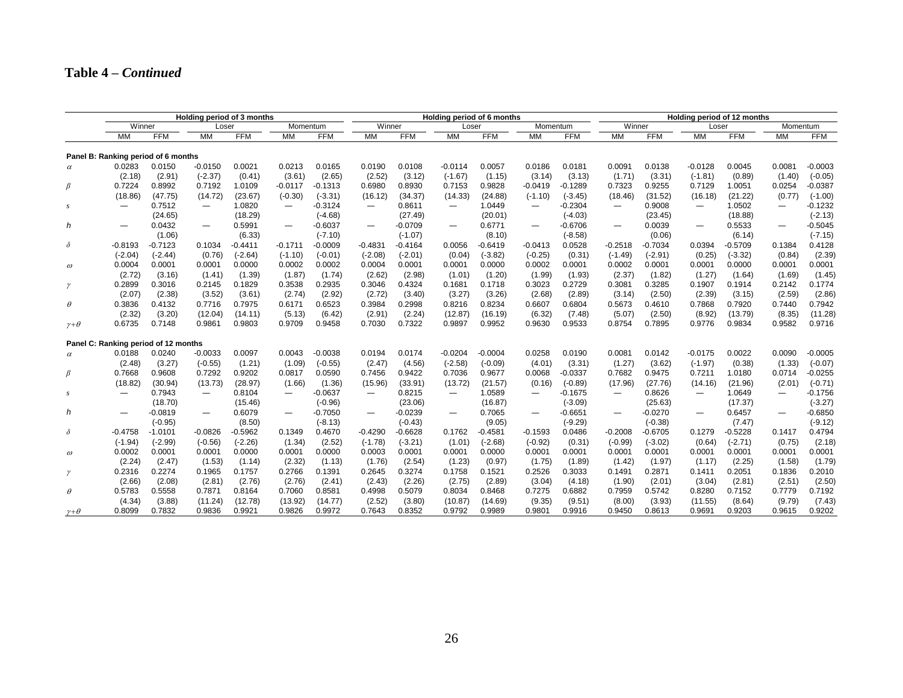## Table 4 – *Continued*

| | Holding period of 3 months | | | | | | Holding period of 6 months | | | | | | Holding period of 12 months | | | | | |
|---|---|---|---|---|---|---|---|---|---|---|---|---|---|---|---|---|---|---|
| | Winner | | Loser | | Momentum | | Winner | | Loser | | Momentum | | Winner | | Loser | | Momentum | |
| | MM | FFM | MM | FFM | MM | FFM | MM | FFM | MM | FFM | MM | FFM | MM | FFM | MM | FFM | MM | FFM |
| **Panel B: Ranking period of 6 months** | | | | | | | | | | | | | | | | | | |
| $\alpha$ | 0.0283 | 0.0150 | -0.0150 | 0.0021 | 0.0213 | 0.0165 | 0.0190 | 0.0108 | -0.0114 | 0.0057 | 0.0186 | 0.0181 | 0.0091 | 0.0138 | -0.0128 | 0.0045 | 0.0081 | -0.0003 |
| | (2.18) | (2.91) | (-2.37) | (0.41) | (3.61) | (2.65) | (2.52) | (3.12) | (-1.67) | (1.15) | (3.14) | (3.13) | (1.71) | (3.31) | (-1.81) | (0.89) | (1.40) | (-0.05) |
| $\beta$ | 0.7224 | 0.8992 | 0.7192 | 1.0109 | -0.0117 | -0.1313 | 0.6980 | 0.8930 | 0.7153 | 0.9828 | -0.0419 | -0.1289 | 0.7323 | 0.9255 | 0.7129 | 1.0051 | 0.0254 | -0.0387 |
| | (18.86) | (47.75) | (14.72) | (23.67) | (-0.30) | (-3.31) | (16.12) | (34.37) | (14.33) | (24.88) | (-1.10) | (-3.45) | (18.46) | (31.52) | (16.18) | (21.22) | (0.77) | (-1.00) |
| $s$ | — | 0.7512 | — | 1.0820 | — | -0.3124 | — | 0.8611 | — | 1.0449 | — | -0.2304 | — | 0.9008 | — | 1.0502 | — | -0.1232 |
| | | (24.65) | | (18.29) | | (-4.68) | | (27.49) | | (20.01) | | (-4.03) | | (23.45) | | (18.88) | | (-2.13) |
| $h$ | — | 0.0432 | — | 0.5991 | — | -0.6037 | — | -0.0709 | — | 0.6771 | — | -0.6706 | — | 0.0039 | — | 0.5533 | — | -0.5045 |
| | | (1.06) | | (6.33) | | (-7.10) | | (-1.07) | | (8.10) | | (-8.58) | | (0.06) | | (6.14) | | (-7.15) |
| $\delta$ | -0.8193 | -0.7123 | 0.1034 | -0.4411 | -0.1711 | -0.0009 | -0.4831 | -0.4164 | 0.0056 | -0.6419 | -0.0413 | 0.0528 | -0.2518 | -0.7034 | 0.0394 | -0.5709 | 0.1384 | 0.4128 |
| | (-2.04) | (-2.44) | (0.76) | (-2.64) | (-1.10) | (-0.01) | (-2.08) | (-2.01) | (0.04) | (-3.82) | (-0.25) | (0.31) | (-1.49) | (-2.91) | (0.25) | (-3.32) | (0.84) | (2.39) |
| $\omega$ | 0.0004 | 0.0001 | 0.0001 | 0.0000 | 0.0002 | 0.0002 | 0.0004 | 0.0001 | 0.0001 | 0.0000 | 0.0002 | 0.0001 | 0.0002 | 0.0001 | 0.0001 | 0.0000 | 0.0001 | 0.0001 |
| | (2.72) | (3.16) | (1.41) | (1.39) | (1.87) | (1.74) | (2.62) | (2.98) | (1.01) | (1.20) | (1.99) | (1.93) | (2.37) | (1.82) | (1.27) | (1.64) | (1.69) | (1.45) |
| $\gamma$ | 0.2899 | 0.3016 | 0.2145 | 0.1829 | 0.3538 | 0.2935 | 0.3046 | 0.4324 | 0.1681 | 0.1718 | 0.3023 | 0.2729 | 0.3081 | 0.3285 | 0.1907 | 0.1914 | 0.2142 | 0.1774 |
| | (2.07) | (2.38) | (3.52) | (3.61) | (2.74) | (2.92) | (2.72) | (3.40) | (3.27) | (3.26) | (2.68) | (2.89) | (3.14) | (2.50) | (2.39) | (3.15) | (2.59) | (2.86) |
| $\theta$ | 0.3836 | 0.4132 | 0.7716 | 0.7975 | 0.6171 | 0.6523 | 0.3984 | 0.2998 | 0.8216 | 0.8234 | 0.6607 | 0.6804 | 0.5673 | 0.4610 | 0.7868 | 0.7920 | 0.7440 | 0.7942 |
| | (2.32) | (3.20) | (12.04) | (14.11) | (5.13) | (6.42) | (2.91) | (2.24) | (12.87) | (16.19) | (6.32) | (7.48) | (5.07) | (2.50) | (8.92) | (13.79) | (8.35) | (11.28) |
| $\gamma+\theta$ | 0.6735 | 0.7148 | 0.9861 | 0.9803 | 0.9709 | 0.9458 | 0.7030 | 0.7322 | 0.9897 | 0.9952 | 0.9630 | 0.9533 | 0.8754 | 0.7895 | 0.9776 | 0.9834 | 0.9582 | 0.9716 |
| **Panel C: Ranking period of 12 months** | | | | | | | | | | | | | | | | | | |
| $\alpha$ | 0.0188 | 0.0240 | -0.0033 | 0.0097 | 0.0043 | -0.0038 | 0.0194 | 0.0174 | -0.0204 | -0.0004 | 0.0258 | 0.0190 | 0.0081 | 0.0142 | -0.0175 | 0.0022 | 0.0090 | -0.0005 |
| | (2.48) | (3.27) | (-0.55) | (1.21) | (1.09) | (-0.55) | (2.47) | (4.56) | (-2.58) | (-0.09) | (4.01) | (3.31) | (1.27) | (3.62) | (-1.97) | (0.38) | (1.33) | (-0.07) |
| $\beta$ | 0.7668 | 0.9608 | 0.7292 | 0.9202 | 0.0817 | 0.0590 | 0.7456 | 0.9422 | 0.7036 | 0.9677 | 0.0068 | -0.0337 | 0.7682 | 0.9475 | 0.7211 | 1.0180 | 0.0714 | -0.0255 |
| | (18.82) | (30.94) | (13.73) | (28.97) | (1.66) | (1.36) | (15.96) | (33.91) | (13.72) | (21.57) | (0.16) | (-0.89) | (17.96) | (27.76) | (14.16) | (21.96) | (2.01) | (-0.71) |
| $s$ | — | 0.7943 | — | 0.8104 | — | -0.0637 | — | 0.8215 | — | 1.0589 | — | -0.1675 | — | 0.8626 | — | 1.0649 | — | -0.1756 |
| | | (18.70) | | (15.46) | | (-0.96) | | (23.06) | | (16.87) | | (-3.09) | | (25.63) | | (17.37) | | (-3.27) |
| $h$ | — | -0.0819 | — | 0.6079 | — | -0.7050 | — | -0.0239 | — | 0.7065 | — | -0.6651 | — | -0.0270 | — | 0.6457 | — | -0.6850 |
| | | (-0.95) | | (8.50) | | (-8.13) | | (-0.43) | | (9.05) | | (-9.29) | | (-0.38) | | (7.47) | | (-9.12) |
| $\delta$ | -0.4758 | -1.0101 | -0.0826 | -0.5962 | 0.1349 | 0.4670 | -0.4290 | -0.6628 | 0.1762 | -0.4581 | -0.1593 | 0.0486 | -0.2008 | -0.6705 | 0.1279 | -0.5228 | 0.1417 | 0.4794 |
| | (-1.94) | (-2.99) | (-0.56) | (-2.26) | (1.34) | (2.52) | (-1.78) | (-3.21) | (1.01) | (-2.68) | (-0.92) | (0.31) | (-0.99) | (-3.02) | (0.64) | (-2.71) | (0.75) | (2.18) |
| $\omega$ | 0.0002 | 0.0001 | 0.0001 | 0.0000 | 0.0001 | 0.0000 | 0.0003 | 0.0001 | 0.0001 | 0.0000 | 0.0001 | 0.0001 | 0.0001 | 0.0001 | 0.0001 | 0.0001 | 0.0001 | 0.0001 |
| | (2.24) | (2.47) | (1.53) | (1.14) | (2.32) | (1.13) | (1.76) | (2.54) | (1.23) | (0.97) | (1.75) | (1.89) | (1.42) | (1.97) | (1.17) | (2.25) | (1.58) | (1.79) |
| $\gamma$ | 0.2316 | 0.2274 | 0.1965 | 0.1757 | 0.2766 | 0.1391 | 0.2645 | 0.3274 | 0.1758 | 0.1521 | 0.2526 | 0.3033 | 0.1491 | 0.2871 | 0.1411 | 0.2051 | 0.1836 | 0.2010 |
| | (2.66) | (2.08) | (2.81) | (2.76) | (2.76) | (2.41) | (2.43) | (2.26) | (2.75) | (2.89) | (3.04) | (4.18) | (1.90) | (2.01) | (3.04) | (2.81) | (2.51) | (2.50) |
| $\theta$ | 0.5783 | 0.5558 | 0.7871 | 0.8164 | 0.7060 | 0.8581 | 0.4998 | 0.5079 | 0.8034 | 0.8468 | 0.7275 | 0.6882 | 0.7959 | 0.5742 | 0.8280 | 0.7152 | 0.7779 | 0.7192 |
| | (4.34) | (3.88) | (11.24) | (12.78) | (13.92) | (14.77) | (2.52) | (3.80) | (10.87) | (14.69) | (9.35) | (9.51) | (8.00) | (3.93) | (11.55) | (8.64) | (9.79) | (7.43) |
| $\gamma+\theta$ | 0.8099 | 0.7832 | 0.9836 | 0.9921 | 0.9826 | 0.9972 | 0.7643 | 0.8352 | 0.9792 | 0.9989 | 0.9801 | 0.9916 | 0.9450 | 0.8613 | 0.9691 | 0.9203 | 0.9615 | 0.9202 |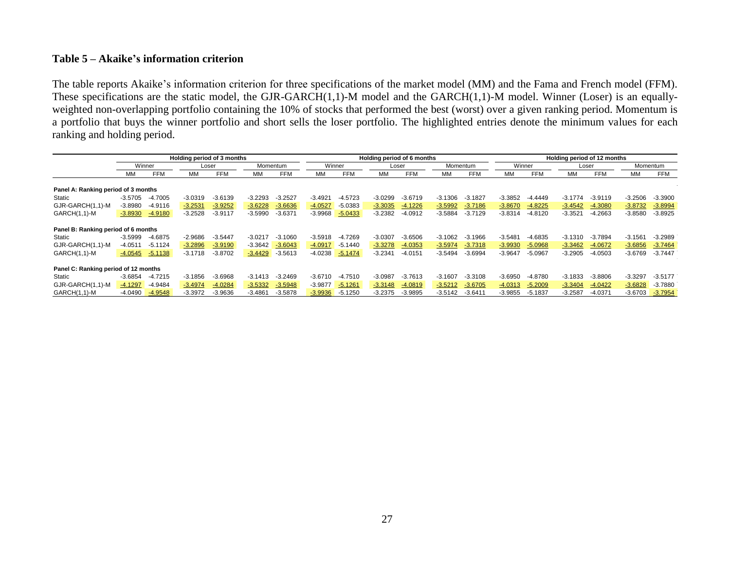**Table 5 – Akaike's information criterion**

The table reports Akaike's information criterion for three specifications of the market model (MM) and the Fama and French model (FFM). These specifications are the static model, the GJR-GARCH(1,1)-M model and the GARCH(1,1)-M model. Winner (Loser) is an equally-weighted non-overlapping portfolio containing the 10% of stocks that performed the best (worst) over a given ranking period. Momentum is a portfolio that buys the winner portfolio and short sells the loser portfolio. The highlighted entries denote the minimum values for each ranking and holding period.

| | Holding period of 3 months | | | | | | Holding period of 6 months | | | | | | Holding period of 12 months | | | | | |
|---|---|---|---|---|---|---|---|---|---|---|---|---|---|---|---|---|---|---|
| | Winner | | Loser | | Momentum | | Winner | | Loser | | Momentum | | Winner | | Loser | | Momentum | |
| | MM | FFM | MM | FFM | MM | FFM | MM | FFM | MM | FFM | MM | FFM | MM | FFM | MM | FFM | MM | FFM |
| **Panel A: Ranking period of 3 months** | | | | | | | | | | | | | | | | | | |
| Static | -3.5705 | -4.7005 | -3.0319 | -3.6139 | -3.2293 | -3.2527 | -3.4921 | -4.5723 | -3.0299 | -3.6719 | -3.1306 | -3.1827 | -3.3852 | -4.4449 | -3.1774 | -3.9119 | -3.2506 | -3.3900 |
| GJR-GARCH(1,1)-M | -3.8980 | -4.9116 | -3.2531 | -3.9252 | -3.6228 | -3.6636 | -4.0527 | -5.0383 | -3.3035 | -4.1226 | -3.5992 | -3.7186 | -3.8670 | -4.8225 | -3.4542 | -4.3080 | -3.8732 | -3.8994 |
| GARCH(1,1)-M | -3.8930 | -4.9180 | -3.2528 | -3.9117 | -3.5990 | -3.6371 | -3.9968 | -5.0433 | -3.2382 | -4.0912 | -3.5884 | -3.7129 | -3.8314 | -4.8120 | -3.3521 | -4.2663 | -3.8580 | -3.8925 |
| **Panel B: Ranking period of 6 months** | | | | | | | | | | | | | | | | | | |
| Static | -3.5999 | -4.6875 | -2.9686 | -3.5447 | -3.0217 | -3.1060 | -3.5918 | -4.7269 | -3.0307 | -3.6506 | -3.1062 | -3.1966 | -3.5481 | -4.6835 | -3.1310 | -3.7894 | -3.1561 | -3.2989 |
| GJR-GARCH(1,1)-M | -4.0511 | -5.1124 | -3.2896 | -3.9190 | -3.3642 | -3.6043 | -4.0917 | -5.1440 | -3.3278 | -4.0353 | -3.5974 | -3.7318 | -3.9930 | -5.0968 | -3.3462 | -4.0672 | -3.6856 | -3.7464 |
| GARCH(1,1)-M | -4.0545 | -5.1138 | -3.1718 | -3.8702 | -3.4429 | -3.5613 | -4.0238 | -5.1474 | -3.2341 | -4.0151 | -3.5494 | -3.6994 | -3.9647 | -5.0967 | -3.2905 | -4.0503 | -3.6769 | -3.7447 |
| **Panel C: Ranking period of 12 months** | | | | | | | | | | | | | | | | | | |
| Static | -3.6854 | -4.7215 | -3.1856 | -3.6968 | -3.1413 | -3.2469 | -3.6710 | -4.7510 | -3.0987 | -3.7613 | -3.1607 | -3.3108 | -3.6950 | -4.8780 | -3.1833 | -3.8806 | -3.3297 | -3.5177 |
| GJR-GARCH(1,1)-M | -4.1297 | -4.9484 | -3.4974 | -4.0284 | -3.5332 | -3.5948 | -3.9877 | -5.1261 | -3.3148 | -4.0819 | -3.5212 | -3.6705 | -4.0313 | -5.2009 | -3.3404 | -4.0422 | -3.6828 | -3.7880 |
| GARCH(1,1)-M | -4.0490 | -4.9548 | -3.3972 | -3.9636 | -3.4861 | -3.5878 | -3.9936 | -5.1250 | -3.2375 | -3.9895 | -3.5142 | -3.6411 | -3.9855 | -5.1837 | -3.2587 | -4.0371 | -3.6703 | -3.7954 |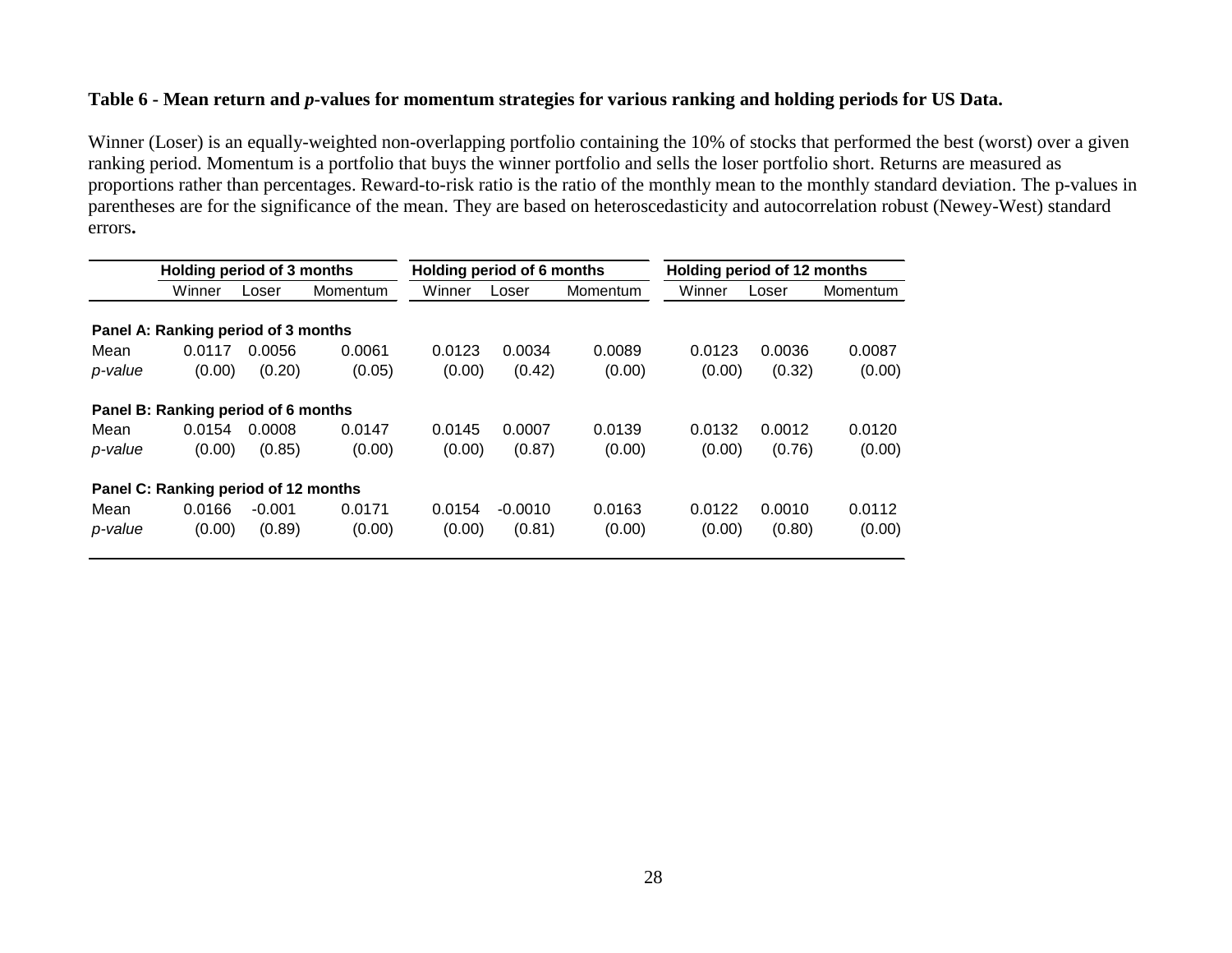**Table 6 - Mean return and *p*-values for momentum strategies for various ranking and holding periods for US Data.**

Winner (Loser) is an equally-weighted non-overlapping portfolio containing the 10% of stocks that performed the best (worst) over a given ranking period. Momentum is a portfolio that buys the winner portfolio and sells the loser portfolio short. Returns are measured as proportions rather than percentages. Reward-to-risk ratio is the ratio of the monthly mean to the monthly standard deviation. The p-values in parentheses are for the significance of the mean. They are based on heteroscedasticity and autocorrelation robust (Newey-West) standard errors**.**

| | Holding period of 3 months | | | Holding period of 6 months | | | Holding period of 12 months | | |
|---|---|---|---|---|---|---|---|---|---|
| | Winner | Loser | Momentum | Winner | Loser | Momentum | Winner | Loser | Momentum |
| **Panel A: Ranking period of 3 months** | | | | | | | | | |
| Mean | 0.0117 | 0.0056 | 0.0061 | 0.0123 | 0.0034 | 0.0089 | 0.0123 | 0.0036 | 0.0087 |
| *p-value* | (0.00) | (0.20) | (0.05) | (0.00) | (0.42) | (0.00) | (0.00) | (0.32) | (0.00) |
| **Panel B: Ranking period of 6 months** | | | | | | | | | |
| Mean | 0.0154 | 0.0008 | 0.0147 | 0.0145 | 0.0007 | 0.0139 | 0.0132 | 0.0012 | 0.0120 |
| *p-value* | (0.00) | (0.85) | (0.00) | (0.00) | (0.87) | (0.00) | (0.00) | (0.76) | (0.00) |
| **Panel C: Ranking period of 12 months** | | | | | | | | | |
| Mean | 0.0166 | -0.001 | 0.0171 | 0.0154 | -0.0010 | 0.0163 | 0.0122 | 0.0010 | 0.0112 |
| *p-value* | (0.00) | (0.89) | (0.00) | (0.00) | (0.81) | (0.00) | (0.00) | (0.80) | (0.00) |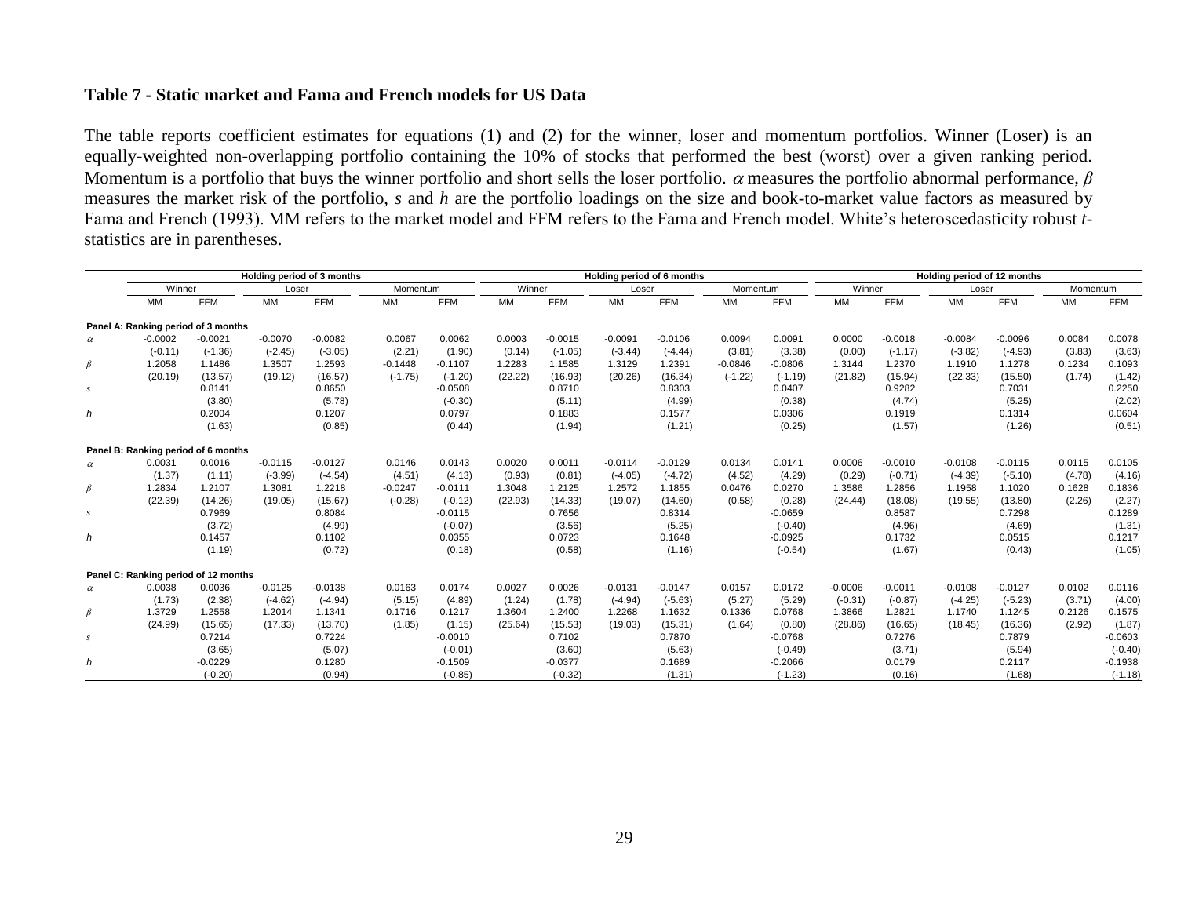### Table 7 - Static market and Fama and French models for US Data

The table reports coefficient estimates for equations (1) and (2) for the winner, loser and momentum portfolios. Winner (Loser) is an equally-weighted non-overlapping portfolio containing the 10% of stocks that performed the best (worst) over a given ranking period. Momentum is a portfolio that buys the winner portfolio and short sells the loser portfolio. $\alpha$ measures the portfolio abnormal performance, $\beta$ measures the market risk of the portfolio, *s* and *h* are the portfolio loadings on the size and book-to-market value factors as measured by Fama and French (1993). MM refers to the market model and FFM refers to the Fama and French model. White's heteroscedasticity robust *t*-statistics are in parentheses.

| | Holding period of 3 months | | | | | | Holding period of 6 months | | | | | | Holding period of 12 months | | | | | |
|---|---|---|---|---|---|---|---|---|---|---|---|---|---|---|---|---|---|---|
| | Winner | | Loser | | Momentum | | Winner | | Loser | | Momentum | | Winner | | Loser | | Momentum | |
| | MM | FFM | MM | FFM | MM | FFM | MM | FFM | MM | FFM | MM | FFM | MM | FFM | MM | FFM | MM | FFM |
| **Panel A: Ranking period of 3 months** | | | | | | | | | | | | | | | | | | |
| $\alpha$ | -0.0002 | -0.0021 | -0.0070 | -0.0082 | 0.0067 | 0.0062 | 0.0003 | -0.0015 | -0.0091 | -0.0106 | 0.0094 | 0.0091 | 0.0000 | -0.0018 | -0.0084 | -0.0096 | 0.0084 | 0.0078 |
| | (-0.11) | (-1.36) | (-2.45) | (-3.05) | (2.21) | (1.90) | (0.14) | (-1.05) | (-3.44) | (-4.44) | (3.81) | (3.38) | (0.00) | (-1.17) | (-3.82) | (-4.93) | (3.83) | (3.63) |
| $\beta$ | 1.2058 | 1.1486 | 1.3507 | 1.2593 | -0.1448 | -0.1107 | 1.2283 | 1.1585 | 1.3129 | 1.2391 | -0.0846 | -0.0806 | 1.3144 | 1.2370 | 1.1910 | 1.1278 | 0.1234 | 0.1093 |
| | (20.19) | (13.57) | (19.12) | (16.57) | (-1.75) | (-1.20) | (22.22) | (16.93) | (20.26) | (16.34) | (-1.22) | (-1.19) | (21.82) | (15.94) | (22.33) | (15.50) | (1.74) | (1.42) |
| *s* | | 0.8141 | | 0.8650 | | -0.0508 | | 0.8710 | | 0.8303 | | 0.0407 | | 0.9282 | | 0.7031 | | 0.2250 |
| | | (3.80) | | (5.78) | | (-0.30) | | (5.11) | | (4.99) | | (0.38) | | (4.74) | | (5.25) | | (2.02) |
| *h* | | 0.2004 | | 0.1207 | | 0.0797 | | 0.1883 | | 0.1577 | | 0.0306 | | 0.1919 | | 0.1314 | | 0.0604 |
| | | (1.63) | | (0.85) | | (0.44) | | (1.94) | | (1.21) | | (0.25) | | (1.57) | | (1.26) | | (0.51) |
| **Panel B: Ranking period of 6 months** | | | | | | | | | | | | | | | | | | |
| $\alpha$ | 0.0031 | 0.0016 | -0.0115 | -0.0127 | 0.0146 | 0.0143 | 0.0020 | 0.0011 | -0.0114 | -0.0129 | 0.0134 | 0.0141 | 0.0006 | -0.0010 | -0.0108 | -0.0115 | 0.0115 | 0.0105 |
| | (1.37) | (1.11) | (-3.99) | (-4.54) | (4.51) | (4.13) | (0.93) | (0.81) | (-4.05) | (-4.72) | (4.52) | (4.29) | (0.29) | (-0.71) | (-4.39) | (-5.10) | (4.78) | (4.16) |
| $\beta$ | 1.2834 | 1.2107 | 1.3081 | 1.2218 | -0.0247 | -0.0111 | 1.3048 | 1.2125 | 1.2572 | 1.1855 | 0.0476 | 0.0270 | 1.3586 | 1.2856 | 1.1958 | 1.1020 | 0.1628 | 0.1836 |
| | (22.39) | (14.26) | (19.05) | (15.67) | (-0.28) | (-0.12) | (22.93) | (14.33) | (19.07) | (14.60) | (0.58) | (0.28) | (24.44) | (18.08) | (19.55) | (13.80) | (2.26) | (2.27) |
| *s* | | 0.7969 | | 0.8084 | | -0.0115 | | 0.7656 | | 0.8314 | | -0.0659 | | 0.8587 | | 0.7298 | | 0.1289 |
| | | (3.72) | | (4.99) | | (-0.07) | | (3.56) | | (5.25) | | (-0.40) | | (4.96) | | (4.69) | | (1.31) |
| *h* | | 0.1457 | | 0.1102 | | 0.0355 | | 0.0723 | | 0.1648 | | -0.0925 | | 0.1732 | | 0.0515 | | 0.1217 |
| | | (1.19) | | (0.72) | | (0.18) | | (0.58) | | (1.16) | | (-0.54) | | (1.67) | | (0.43) | | (1.05) |
| **Panel C: Ranking period of 12 months** | | | | | | | | | | | | | | | | | | |
| $\alpha$ | 0.0038 | 0.0036 | -0.0125 | -0.0138 | 0.0163 | 0.0174 | 0.0027 | 0.0026 | -0.0131 | -0.0147 | 0.0157 | 0.0172 | -0.0006 | -0.0011 | -0.0108 | -0.0127 | 0.0102 | 0.0116 |
| | (1.73) | (2.38) | (-4.62) | (-4.94) | (5.15) | (4.89) | (1.24) | (1.78) | (-4.94) | (-5.63) | (5.27) | (5.29) | (-0.31) | (-0.87) | (-4.25) | (-5.23) | (3.71) | (4.00) |
| $\beta$ | 1.3729 | 1.2558 | 1.2014 | 1.1341 | 0.1716 | 0.1217 | 1.3604 | 1.2400 | 1.2268 | 1.1632 | 0.1336 | 0.0768 | 1.3866 | 1.2821 | 1.1740 | 1.1245 | 0.2126 | 0.1575 |
| | (24.99) | (15.65) | (17.33) | (13.70) | (1.85) | (1.15) | (25.64) | (15.53) | (19.03) | (15.31) | (1.64) | (0.80) | (28.86) | (16.65) | (18.45) | (16.36) | (2.92) | (1.87) |
| *s* | | 0.7214 | | 0.7224 | | -0.0010 | | 0.7102 | | 0.7870 | | -0.0768 | | 0.7276 | | 0.7879 | | -0.0603 |
| | | (3.65) | | (5.07) | | (-0.01) | | (3.60) | | (5.63) | | (-0.49) | | (3.71) | | (5.94) | | (-0.40) |
| *h* | | -0.0229 | | 0.1280 | | -0.1509 | | -0.0377 | | 0.1689 | | -0.2066 | | 0.0179 | | 0.2117 | | -0.1938 |
| | | (-0.20) | | (0.94) | | (-0.85) | | (-0.32) | | (1.31) | | (-1.23) | | (0.16) | | (1.68) | | (-1.18) |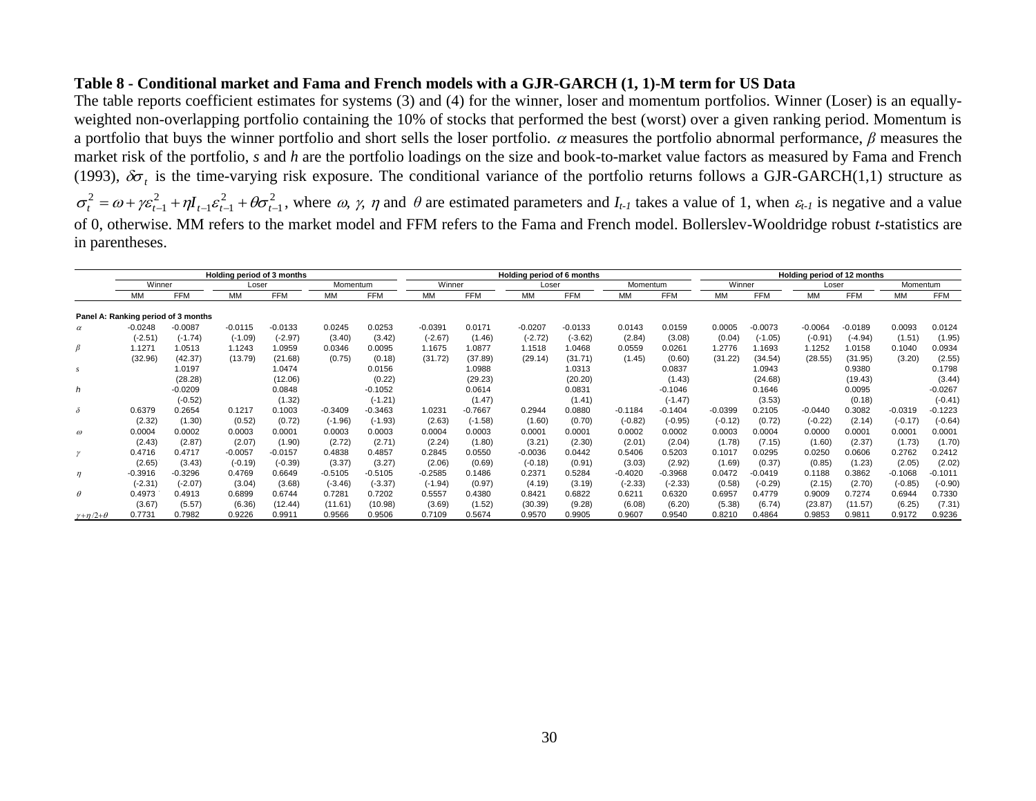**Table 8 - Conditional market and Fama and French models with a GJR-GARCH (1, 1)-M term for US Data**

The table reports coefficient estimates for systems (3) and (4) for the winner, loser and momentum portfolios. Winner (Loser) is an equally-weighted non-overlapping portfolio containing the 10% of stocks that performed the best (worst) over a given ranking period. Momentum is a portfolio that buys the winner portfolio and short sells the loser portfolio. $\alpha$ measures the portfolio abnormal performance, $\beta$ measures the market risk of the portfolio, *s* and *h* are the portfolio loadings on the size and book-to-market value factors as measured by Fama and French (1993), $\delta\sigma_t$ is the time-varying risk exposure. The conditional variance of the portfolio returns follows a GJR-GARCH(1,1) structure as $\sigma_t^2 = \omega + \gamma\varepsilon_{t-1}^2 + \eta I_{t-1}\varepsilon_{t-1}^2 + \theta\sigma_{t-1}^2$, where $\omega$, $\gamma$, $\eta$ and $\theta$ are estimated parameters and $I_{t-1}$ takes a value of 1, when $\varepsilon_{t-1}$ is negative and a value of 0, otherwise. MM refers to the market model and FFM refers to the Fama and French model. Bollerslev-Wooldridge robust *t*-statistics are in parentheses.

| | Holding period of 3 months | | | | | | Holding period of 6 months | | | | | | Holding period of 12 months | | | | | |
|---|---|---|---|---|---|---|---|---|---|---|---|---|---|---|---|---|---|---|
| | Winner | | Loser | | Momentum | | Winner | | Loser | | Momentum | | Winner | | Loser | | Momentum | |
| | MM | FFM | MM | FFM | MM | FFM | MM | FFM | MM | FFM | MM | FFM | MM | FFM | MM | FFM | MM | FFM |
| **Panel A: Ranking period of 3 months** | | | | | | | | | | | | | | | | | | |
| $\alpha$ | -0.0248 | -0.0087 | -0.0115 | -0.0133 | 0.0245 | 0.0253 | -0.0391 | 0.0171 | -0.0207 | -0.0133 | 0.0143 | 0.0159 | 0.0005 | -0.0073 | -0.0064 | -0.0189 | 0.0093 | 0.0124 |
| | (-2.51) | (-1.74) | (-1.09) | (-2.97) | (3.40) | (3.42) | (-2.67) | (1.46) | (-2.72) | (-3.62) | (2.84) | (3.08) | (0.04) | (-1.05) | (-0.91) | (-4.94) | (1.51) | (1.95) |
| $\beta$ | 1.1271 | 1.0513 | 1.1243 | 1.0959 | 0.0346 | 0.0095 | 1.1675 | 1.0877 | 1.1518 | 1.0468 | 0.0559 | 0.0261 | 1.2776 | 1.1693 | 1.1252 | 1.0158 | 0.1040 | 0.0934 |
| | (32.96) | (42.37) | (13.79) | (21.68) | (0.75) | (0.18) | (31.72) | (37.89) | (29.14) | (31.71) | (1.45) | (0.60) | (31.22) | (34.54) | (28.55) | (31.95) | (3.20) | (2.55) |
| *s* | | 1.0197 | | 1.0474 | | 0.0156 | | 1.0988 | | 1.0313 | | 0.0837 | | 1.0943 | | 0.9380 | | 0.1798 |
| | | (28.28) | | (12.06) | | (0.22) | | (29.23) | | (20.20) | | (1.43) | | (24.68) | | (19.43) | | (3.44) |
| *h* | | -0.0209 | | 0.0848 | | -0.1052 | | 0.0614 | | 0.0831 | | -0.1046 | | 0.1646 | | 0.0095 | | -0.0267 |
| | | (-0.52) | | (1.32) | | (-1.21) | | (1.47) | | (1.41) | | (-1.47) | | (3.53) | | (0.18) | | (-0.41) |
| $\delta$ | 0.6379 | 0.2654 | 0.1217 | 0.1003 | -0.3409 | -0.3463 | 1.0231 | -0.7667 | 0.2944 | 0.0880 | -0.1184 | -0.1404 | -0.0399 | 0.2105 | -0.0440 | 0.3082 | -0.0319 | -0.1223 |
| | (2.32) | (1.30) | (0.52) | (0.72) | (-1.96) | (-1.93) | (2.63) | (-1.58) | (1.60) | (0.70) | (-0.82) | (-0.95) | (-0.12) | (0.72) | (-0.22) | (2.14) | (-0.17) | (-0.64) |
| $\omega$ | 0.0004 | 0.0002 | 0.0003 | 0.0001 | 0.0003 | 0.0003 | 0.0004 | 0.0003 | 0.0001 | 0.0001 | 0.0002 | 0.0002 | 0.0003 | 0.0004 | 0.0000 | 0.0001 | 0.0001 | 0.0001 |
| | (2.43) | (2.87) | (2.07) | (1.90) | (2.72) | (2.71) | (2.24) | (1.80) | (3.21) | (2.30) | (2.01) | (2.04) | (1.78) | (7.15) | (1.60) | (2.37) | (1.73) | (1.70) |
| $\gamma$ | 0.4716 | 0.4717 | -0.0057 | -0.0157 | 0.4838 | 0.4857 | 0.2845 | 0.0550 | -0.0036 | 0.0442 | 0.5406 | 0.5203 | 0.1017 | 0.0295 | 0.0250 | 0.0606 | 0.2762 | 0.2412 |
| | (2.65) | (3.43) | (-0.19) | (-0.39) | (3.37) | (3.27) | (2.06) | (0.69) | (-0.18) | (0.91) | (3.03) | (2.92) | (1.69) | (0.37) | (0.85) | (1.23) | (2.05) | (2.02) |
| $\eta$ | -0.3916 | -0.3296 | 0.4769 | 0.6649 | -0.5105 | -0.5105 | -0.2585 | 0.1486 | 0.2371 | 0.5284 | -0.4020 | -0.3968 | 0.0472 | -0.0419 | 0.1188 | 0.3862 | -0.1068 | -0.1011 |
| | (-2.31) | (-2.07) | (3.04) | (3.68) | (-3.46) | (-3.37) | (-1.94) | (0.97) | (4.19) | (3.19) | (-2.33) | (-2.33) | (0.58) | (-0.29) | (2.15) | (2.70) | (-0.85) | (-0.90) |
| $\theta$ | 0.4973 | 0.4913 | 0.6899 | 0.6744 | 0.7281 | 0.7202 | 0.5557 | 0.4380 | 0.8421 | 0.6822 | 0.6211 | 0.6320 | 0.6957 | 0.4779 | 0.9009 | 0.7274 | 0.6944 | 0.7330 |
| | (3.67) | (5.57) | (6.36) | (12.44) | (11.61) | (10.98) | (3.69) | (1.52) | (30.39) | (9.28) | (6.08) | (6.20) | (5.38) | (6.74) | (23.87) | (11.57) | (6.25) | (7.31) |
| $\gamma+\eta/2+\theta$ | 0.7731 | 0.7982 | 0.9226 | 0.9911 | 0.9566 | 0.9506 | 0.7109 | 0.5674 | 0.9570 | 0.9905 | 0.9607 | 0.9540 | 0.8210 | 0.4864 | 0.9853 | 0.9811 | 0.9172 | 0.9236 |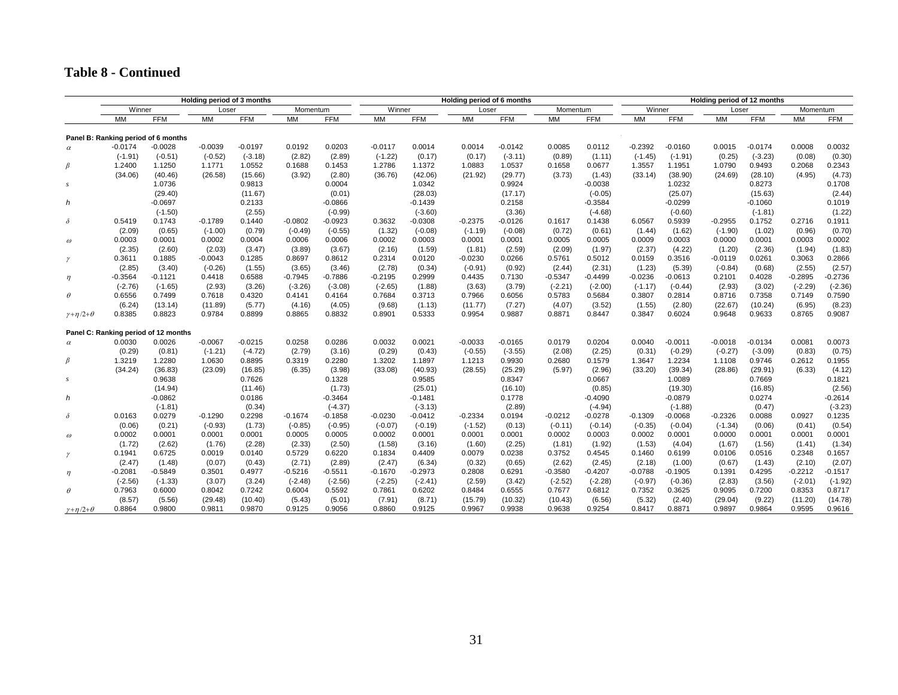# Table 8 - Continued

| | Holding period of 3 months | | | | | | Holding period of 6 months | | | | | | Holding period of 12 months | | | | | |
|---|---|---|---|---|---|---|---|---|---|---|---|---|---|---|---|---|---|---|
| | Winner | | Loser | | Momentum | | Winner | | Loser | | Momentum | | Winner | | Loser | | Momentum | |
| | MM | FFM | MM | FFM | MM | FFM | MM | FFM | MM | FFM | MM | FFM | MM | FFM | MM | FFM | MM | FFM |
| **Panel B: Ranking period of 6 months** | | | | | | | | | | | | | | | | | | |
| $\alpha$ | -0.0174 | -0.0028 | -0.0039 | -0.0197 | 0.0192 | 0.0203 | -0.0117 | 0.0014 | 0.0014 | -0.0142 | 0.0085 | 0.0112 | -0.2392 | -0.0160 | 0.0015 | -0.0174 | 0.0008 | 0.0032 |
| | (-1.91) | (-0.51) | (-0.52) | (-3.18) | (2.82) | (2.89) | (-1.22) | (0.17) | (0.17) | (-3.11) | (0.89) | (1.11) | (-1.45) | (-1.91) | (0.25) | (-3.23) | (0.08) | (0.30) |
| $\beta$ | 1.2400 | 1.1250 | 1.1771 | 1.0552 | 0.1688 | 0.1453 | 1.2786 | 1.1372 | 1.0883 | 1.0537 | 0.1658 | 0.0677 | 1.3557 | 1.1951 | 1.0790 | 0.9493 | 0.2068 | 0.2343 |
| | (34.06) | (40.46) | (26.58) | (15.66) | (3.92) | (2.80) | (36.76) | (42.06) | (21.92) | (29.77) | (3.73) | (1.43) | (33.14) | (38.90) | (24.69) | (28.10) | (4.95) | (4.73) |
| $s$ | | 1.0736 | | 0.9813 | | 0.0004 | | 1.0342 | | 0.9924 | | -0.0038 | | 1.0232 | | 0.8273 | | 0.1708 |
| | | (29.40) | | (11.67) | | (0.01) | | (28.03) | | (17.17) | | (-0.05) | | (25.07) | | (15.63) | | (2.44) |
| $h$ | | -0.0697 | | 0.2133 | | -0.0866 | | -0.1439 | | 0.2158 | | -0.3584 | | -0.0299 | | -0.1060 | | 0.1019 |
| | | (-1.50) | | (2.55) | | (-0.99) | | (-3.60) | | (3.36) | | (-4.68) | | (-0.60) | | (-1.81) | | (1.22) |
| $\delta$ | 0.5419 | 0.1743 | -0.1789 | 0.1440 | -0.0802 | -0.0923 | 0.3632 | -0.0308 | -0.2375 | -0.0126 | 0.1617 | 0.1438 | 6.0567 | 0.5939 | -0.2955 | 0.1752 | 0.2716 | 0.1911 |
| | (2.09) | (0.65) | (-1.00) | (0.79) | (-0.49) | (-0.55) | (1.32) | (-0.08) | (-1.19) | (-0.08) | (0.72) | (0.61) | (1.44) | (1.62) | (-1.90) | (1.02) | (0.96) | (0.70) |
| $\omega$ | 0.0003 | 0.0001 | 0.0002 | 0.0004 | 0.0006 | 0.0006 | 0.0002 | 0.0003 | 0.0001 | 0.0001 | 0.0005 | 0.0005 | 0.0009 | 0.0003 | 0.0000 | 0.0001 | 0.0003 | 0.0002 |
| | (2.35) | (2.60) | (2.03) | (3.47) | (3.89) | (3.67) | (2.16) | (1.59) | (1.81) | (2.59) | (2.09) | (1.97) | (2.37) | (4.22) | (1.20) | (2.36) | (1.94) | (1.83) |
| $\gamma$ | 0.3611 | 0.1885 | -0.0043 | 0.1285 | 0.8697 | 0.8612 | 0.2314 | 0.0120 | -0.0230 | 0.0266 | 0.5761 | 0.5012 | 0.0159 | 0.3516 | -0.0119 | 0.0261 | 0.3063 | 0.2866 |
| | (2.85) | (3.40) | (-0.26) | (1.55) | (3.65) | (3.46) | (2.78) | (0.34) | (-0.91) | (0.92) | (2.44) | (2.31) | (1.23) | (5.39) | (-0.84) | (0.68) | (2.55) | (2.57) |
| $\eta$ | -0.3564 | -0.1121 | 0.4418 | 0.6588 | -0.7945 | -0.7886 | -0.2195 | 0.2999 | 0.4435 | 0.7130 | -0.5347 | -0.4499 | -0.0236 | -0.0613 | 0.2101 | 0.4028 | -0.2895 | -0.2736 |
| | (-2.76) | (-1.65) | (2.93) | (3.26) | (-3.26) | (-3.08) | (-2.65) | (1.88) | (3.63) | (3.79) | (-2.21) | (-2.00) | (-1.17) | (-0.44) | (2.93) | (3.02) | (-2.29) | (-2.36) |
| $\theta$ | 0.6556 | 0.7499 | 0.7618 | 0.4320 | 0.4141 | 0.4164 | 0.7684 | 0.3713 | 0.7966 | 0.6056 | 0.5783 | 0.5684 | 0.3807 | 0.2814 | 0.8716 | 0.7358 | 0.7149 | 0.7590 |
| | (6.24) | (13.14) | (11.89) | (5.77) | (4.16) | (4.05) | (9.68) | (1.13) | (11.77) | (7.27) | (4.07) | (3.52) | (1.55) | (2.80) | (22.67) | (10.24) | (6.95) | (8.23) |
| $\gamma+\eta/2+\theta$ | 0.8385 | 0.8823 | 0.9784 | 0.8899 | 0.8865 | 0.8832 | 0.8901 | 0.5333 | 0.9954 | 0.9887 | 0.8871 | 0.8447 | 0.3847 | 0.6024 | 0.9648 | 0.9633 | 0.8765 | 0.9087 |
| **Panel C: Ranking period of 12 months** | | | | | | | | | | | | | | | | | | |
| $\alpha$ | 0.0030 | 0.0026 | -0.0067 | -0.0215 | 0.0258 | 0.0286 | 0.0032 | 0.0021 | -0.0033 | -0.0165 | 0.0179 | 0.0204 | 0.0040 | -0.0011 | -0.0018 | -0.0134 | 0.0081 | 0.0073 |
| | (0.29) | (0.81) | (-1.21) | (-4.72) | (2.79) | (3.16) | (0.29) | (0.43) | (-0.55) | (-3.55) | (2.08) | (2.25) | (0.31) | (-0.29) | (-0.27) | (-3.09) | (0.83) | (0.75) |
| $\beta$ | 1.3219 | 1.2280 | 1.0630 | 0.8895 | 0.3319 | 0.2280 | 1.3202 | 1.1897 | 1.1213 | 0.9930 | 0.2680 | 0.1579 | 1.3647 | 1.2234 | 1.1108 | 0.9746 | 0.2612 | 0.1955 |
| | (34.24) | (36.83) | (23.09) | (16.85) | (6.35) | (3.98) | (33.08) | (40.93) | (28.55) | (25.29) | (5.97) | (2.96) | (33.20) | (39.34) | (28.86) | (29.91) | (6.33) | (4.12) |
| $s$ | | 0.9638 | | 0.7626 | | 0.1328 | | 0.9585 | | 0.8347 | | 0.0667 | | 1.0089 | | 0.7669 | | 0.1821 |
| | | (14.94) | | (11.46) | | (1.73) | | (25.01) | | (16.10) | | (0.85) | | (19.30) | | (16.85) | | (2.56) |
| $h$ | | -0.0862 | | 0.0186 | | -0.3464 | | -0.1481 | | 0.1778 | | -0.4090 | | -0.0879 | | 0.0274 | | -0.2614 |
| | | (-1.81) | | (0.34) | | (-4.37) | | (-3.13) | | (2.89) | | (-4.94) | | (-1.88) | | (0.47) | | (-3.23) |
| $\delta$ | 0.0163 | 0.0279 | -0.1290 | 0.2298 | -0.1674 | -0.1858 | -0.0230 | -0.0412 | -0.2334 | 0.0194 | -0.0212 | -0.0278 | -0.1309 | -0.0068 | -0.2326 | 0.0088 | 0.0927 | 0.1235 |
| | (0.06) | (0.21) | (-0.93) | (1.73) | (-0.85) | (-0.95) | (-0.07) | (-0.19) | (-1.52) | (0.13) | (-0.11) | (-0.14) | (-0.35) | (-0.04) | (-1.34) | (0.06) | (0.41) | (0.54) |
| $\omega$ | 0.0002 | 0.0001 | 0.0001 | 0.0001 | 0.0005 | 0.0005 | 0.0002 | 0.0001 | 0.0001 | 0.0001 | 0.0002 | 0.0003 | 0.0002 | 0.0001 | 0.0000 | 0.0001 | 0.0001 | 0.0001 |
| | (1.72) | (2.62) | (1.76) | (2.28) | (2.33) | (2.50) | (1.58) | (3.16) | (1.60) | (2.25) | (1.81) | (1.92) | (1.53) | (4.04) | (1.67) | (1.56) | (1.41) | (1.34) |
| $\gamma$ | 0.1941 | 0.6725 | 0.0019 | 0.0140 | 0.5729 | 0.6220 | 0.1834 | 0.4409 | 0.0079 | 0.0238 | 0.3752 | 0.4545 | 0.1460 | 0.6199 | 0.0106 | 0.0516 | 0.2348 | 0.1657 |
| | (2.47) | (1.48) | (0.07) | (0.43) | (2.71) | (2.89) | (2.47) | (6.34) | (0.32) | (0.65) | (2.62) | (2.45) | (2.18) | (1.00) | (0.67) | (1.43) | (2.10) | (2.07) |
| $\eta$ | -0.2081 | -0.5849 | 0.3501 | 0.4977 | -0.5216 | -0.5511 | -0.1670 | -0.2973 | 0.2808 | 0.6291 | -0.3580 | -0.4207 | -0.0788 | -0.1905 | 0.1391 | 0.4295 | -0.2212 | -0.1517 |
| | (-2.56) | (-1.33) | (3.07) | (3.24) | (-2.48) | (-2.56) | (-2.25) | (-2.41) | (2.59) | (3.42) | (-2.52) | (-2.28) | (-0.97) | (-0.36) | (2.83) | (3.56) | (-2.01) | (-1.92) |
| $\theta$ | 0.7963 | 0.6000 | 0.8042 | 0.7242 | 0.6004 | 0.5592 | 0.7861 | 0.6202 | 0.8484 | 0.6555 | 0.7677 | 0.6812 | 0.7352 | 0.3625 | 0.9095 | 0.7200 | 0.8353 | 0.8717 |
| | (8.57) | (5.56) | (29.48) | (10.40) | (5.43) | (5.01) | (7.91) | (8.71) | (15.79) | (10.32) | (10.43) | (6.56) | (5.32) | (2.40) | (29.04) | (9.22) | (11.20) | (14.78) |
| $\gamma+\eta/2+\theta$ | 0.8864 | 0.9800 | 0.9811 | 0.9870 | 0.9125 | 0.9056 | 0.8860 | 0.9125 | 0.9967 | 0.9938 | 0.9638 | 0.9254 | 0.8417 | 0.8871 | 0.9897 | 0.9864 | 0.9595 | 0.9616 |